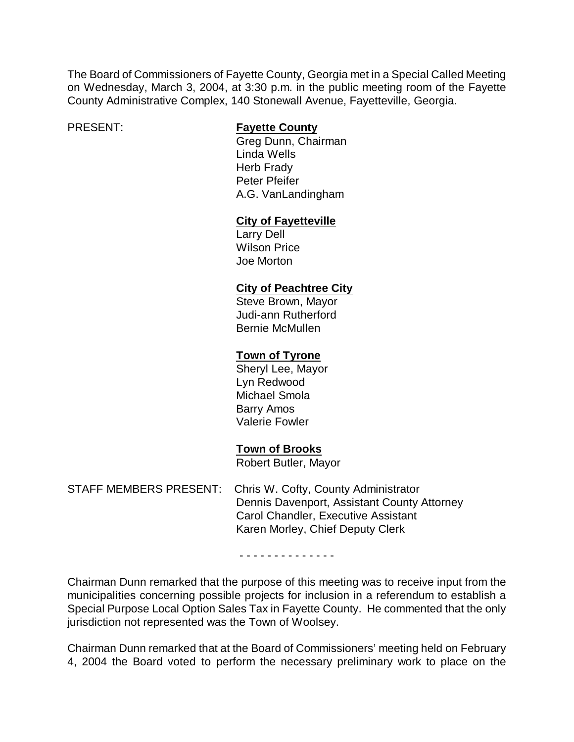The Board of Commissioners of Fayette County, Georgia met in a Special Called Meeting on Wednesday, March 3, 2004, at 3:30 p.m. in the public meeting room of the Fayette County Administrative Complex, 140 Stonewall Avenue, Fayetteville, Georgia.

PRESENT:

**Fayette County**
Greg Dunn, Chairman
Linda Wells
Herb Frady
Peter Pfeifer
A.G. VanLandingham

**City of Fayetteville**
Larry Dell
Wilson Price
Joe Morton

**City of Peachtree City**
Steve Brown, Mayor
Judi-ann Rutherford
Bernie McMullen

**Town of Tyrone**
Sheryl Lee, Mayor
Lyn Redwood
Michael Smola
Barry Amos
Valerie Fowler

**Town of Brooks**
Robert Butler, Mayor

STAFF MEMBERS PRESENT:
Chris W. Cofty, County Administrator
Dennis Davenport, Assistant County Attorney
Carol Chandler, Executive Assistant
Karen Morley, Chief Deputy Clerk

- - - - - - - - - - - - - -

Chairman Dunn remarked that the purpose of this meeting was to receive input from the municipalities concerning possible projects for inclusion in a referendum to establish a Special Purpose Local Option Sales Tax in Fayette County. He commented that the only jurisdiction not represented was the Town of Woolsey.

Chairman Dunn remarked that at the Board of Commissioners' meeting held on February 4, 2004 the Board voted to perform the necessary preliminary work to place on the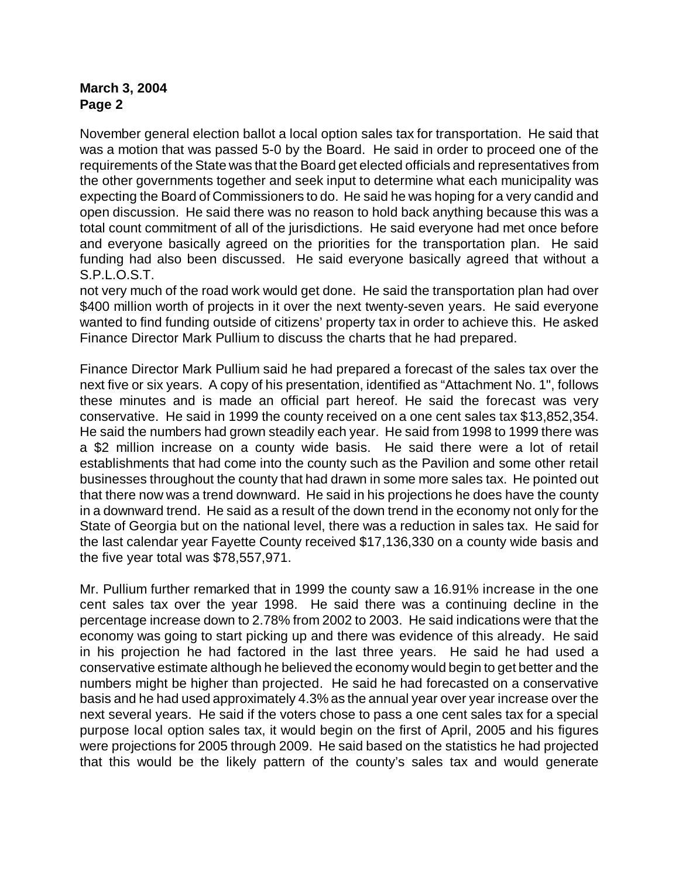November general election ballot a local option sales tax for transportation. He said that was a motion that was passed 5-0 by the Board. He said in order to proceed one of the requirements of the State was that the Board get elected officials and representatives from the other governments together and seek input to determine what each municipality was expecting the Board of Commissioners to do. He said he was hoping for a very candid and open discussion. He said there was no reason to hold back anything because this was a total count commitment of all of the jurisdictions. He said everyone had met once before and everyone basically agreed on the priorities for the transportation plan. He said funding had also been discussed. He said everyone basically agreed that without a S.P.L.O.S.T.
not very much of the road work would get done. He said the transportation plan had over $400 million worth of projects in it over the next twenty-seven years. He said everyone wanted to find funding outside of citizens' property tax in order to achieve this. He asked Finance Director Mark Pullium to discuss the charts that he had prepared.

Finance Director Mark Pullium said he had prepared a forecast of the sales tax over the next five or six years. A copy of his presentation, identified as "Attachment No. 1", follows these minutes and is made an official part hereof. He said the forecast was very conservative. He said in 1999 the county received on a one cent sales tax $13,852,354. He said the numbers had grown steadily each year. He said from 1998 to 1999 there was a $2 million increase on a county wide basis. He said there were a lot of retail establishments that had come into the county such as the Pavilion and some other retail businesses throughout the county that had drawn in some more sales tax. He pointed out that there now was a trend downward. He said in his projections he does have the county in a downward trend. He said as a result of the down trend in the economy not only for the State of Georgia but on the national level, there was a reduction in sales tax. He said for the last calendar year Fayette County received $17,136,330 on a county wide basis and the five year total was $78,557,971.

Mr. Pullium further remarked that in 1999 the county saw a 16.91% increase in the one cent sales tax over the year 1998. He said there was a continuing decline in the percentage increase down to 2.78% from 2002 to 2003. He said indications were that the economy was going to start picking up and there was evidence of this already. He said in his projection he had factored in the last three years. He said he had used a conservative estimate although he believed the economy would begin to get better and the numbers might be higher than projected. He said he had forecasted on a conservative basis and he had used approximately 4.3% as the annual year over year increase over the next several years. He said if the voters chose to pass a one cent sales tax for a special purpose local option sales tax, it would begin on the first of April, 2005 and his figures were projections for 2005 through 2009. He said based on the statistics he had projected that this would be the likely pattern of the county's sales tax and would generate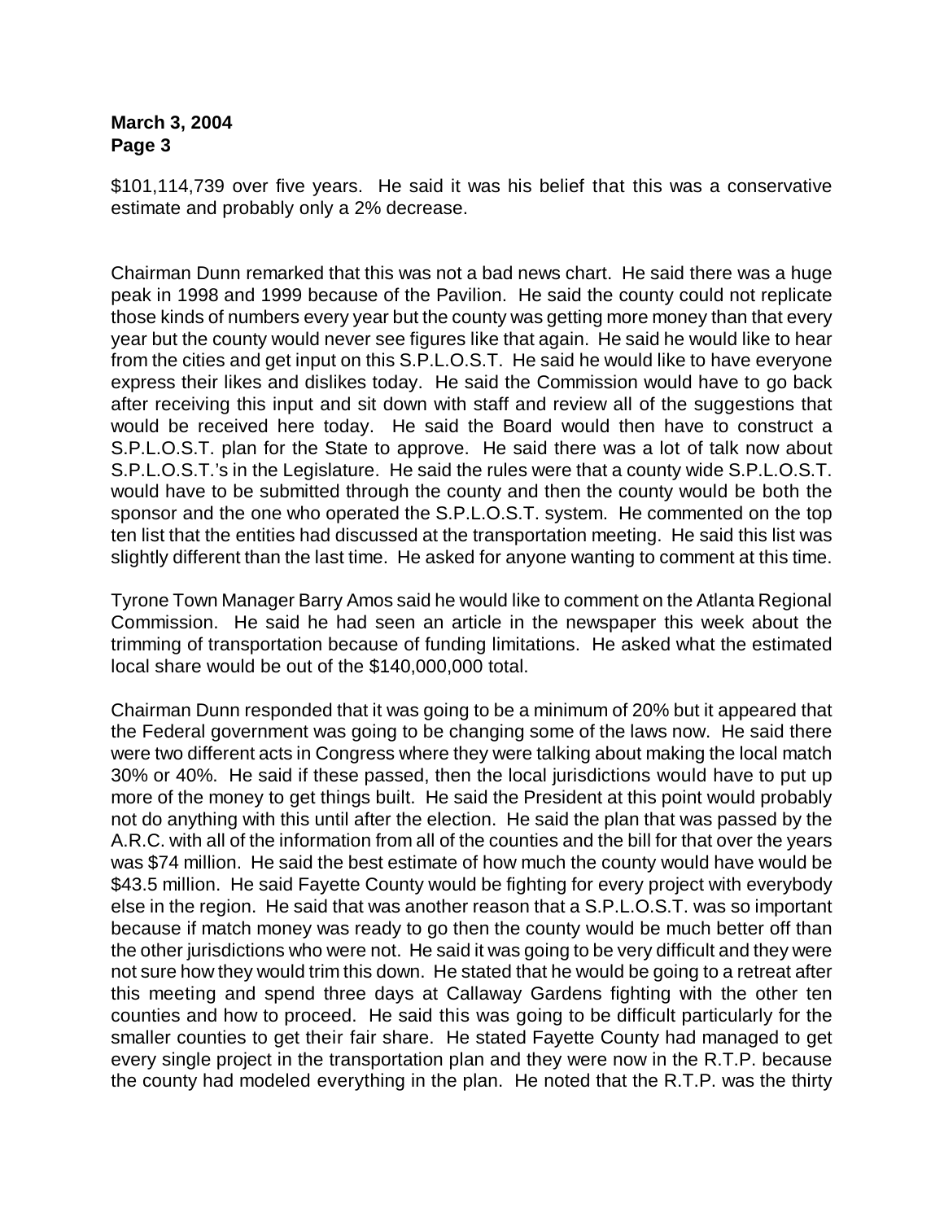$101,114,739 over five years. He said it was his belief that this was a conservative estimate and probably only a 2% decrease.

Chairman Dunn remarked that this was not a bad news chart. He said there was a huge peak in 1998 and 1999 because of the Pavilion. He said the county could not replicate those kinds of numbers every year but the county was getting more money than that every year but the county would never see figures like that again. He said he would like to hear from the cities and get input on this S.P.L.O.S.T. He said he would like to have everyone express their likes and dislikes today. He said the Commission would have to go back after receiving this input and sit down with staff and review all of the suggestions that would be received here today. He said the Board would then have to construct a S.P.L.O.S.T. plan for the State to approve. He said there was a lot of talk now about S.P.L.O.S.T.'s in the Legislature. He said the rules were that a county wide S.P.L.O.S.T. would have to be submitted through the county and then the county would be both the sponsor and the one who operated the S.P.L.O.S.T. system. He commented on the top ten list that the entities had discussed at the transportation meeting. He said this list was slightly different than the last time. He asked for anyone wanting to comment at this time.

Tyrone Town Manager Barry Amos said he would like to comment on the Atlanta Regional Commission. He said he had seen an article in the newspaper this week about the trimming of transportation because of funding limitations. He asked what the estimated local share would be out of the $140,000,000 total.

Chairman Dunn responded that it was going to be a minimum of 20% but it appeared that the Federal government was going to be changing some of the laws now. He said there were two different acts in Congress where they were talking about making the local match 30% or 40%. He said if these passed, then the local jurisdictions would have to put up more of the money to get things built. He said the President at this point would probably not do anything with this until after the election. He said the plan that was passed by the A.R.C. with all of the information from all of the counties and the bill for that over the years was $74 million. He said the best estimate of how much the county would have would be $43.5 million. He said Fayette County would be fighting for every project with everybody else in the region. He said that was another reason that a S.P.L.O.S.T. was so important because if match money was ready to go then the county would be much better off than the other jurisdictions who were not. He said it was going to be very difficult and they were not sure how they would trim this down. He stated that he would be going to a retreat after this meeting and spend three days at Callaway Gardens fighting with the other ten counties and how to proceed. He said this was going to be difficult particularly for the smaller counties to get their fair share. He stated Fayette County had managed to get every single project in the transportation plan and they were now in the R.T.P. because the county had modeled everything in the plan. He noted that the R.T.P. was the thirty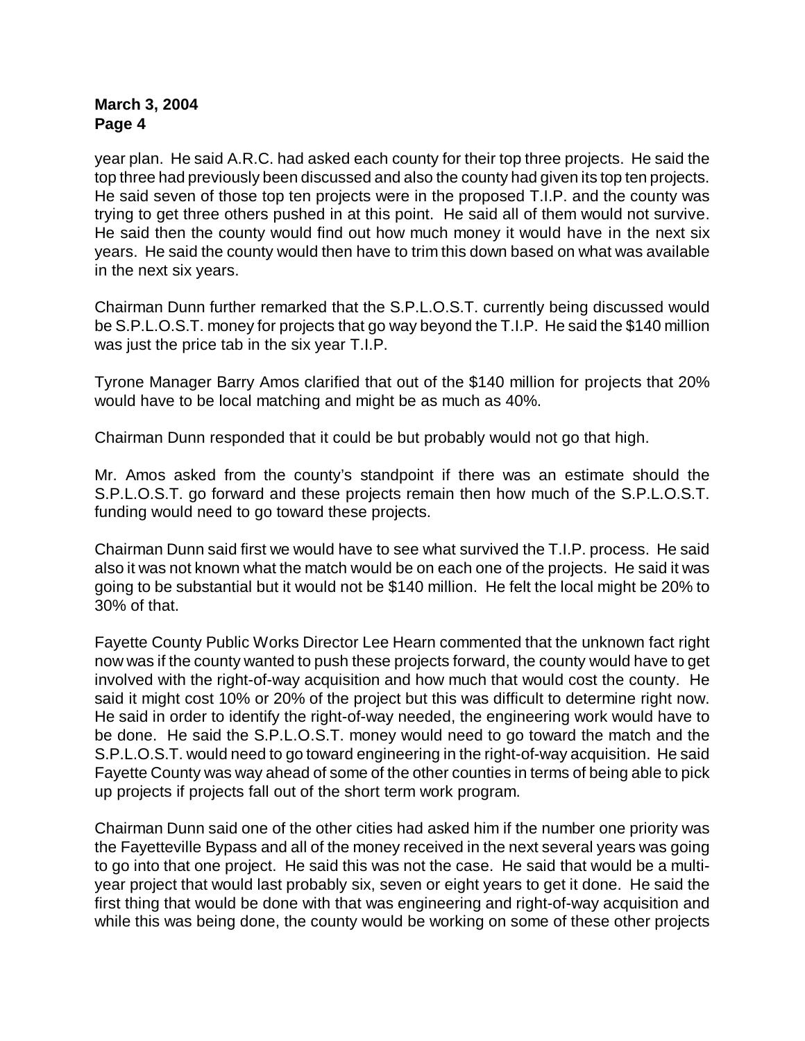year plan. He said A.R.C. had asked each county for their top three projects. He said the top three had previously been discussed and also the county had given its top ten projects. He said seven of those top ten projects were in the proposed T.I.P. and the county was trying to get three others pushed in at this point. He said all of them would not survive. He said then the county would find out how much money it would have in the next six years. He said the county would then have to trim this down based on what was available in the next six years.

Chairman Dunn further remarked that the S.P.L.O.S.T. currently being discussed would be S.P.L.O.S.T. money for projects that go way beyond the T.I.P. He said the $140 million was just the price tab in the six year T.I.P.

Tyrone Manager Barry Amos clarified that out of the $140 million for projects that 20% would have to be local matching and might be as much as 40%.

Chairman Dunn responded that it could be but probably would not go that high.

Mr. Amos asked from the county's standpoint if there was an estimate should the S.P.L.O.S.T. go forward and these projects remain then how much of the S.P.L.O.S.T. funding would need to go toward these projects.

Chairman Dunn said first we would have to see what survived the T.I.P. process. He said also it was not known what the match would be on each one of the projects. He said it was going to be substantial but it would not be $140 million. He felt the local might be 20% to 30% of that.

Fayette County Public Works Director Lee Hearn commented that the unknown fact right now was if the county wanted to push these projects forward, the county would have to get involved with the right-of-way acquisition and how much that would cost the county. He said it might cost 10% or 20% of the project but this was difficult to determine right now. He said in order to identify the right-of-way needed, the engineering work would have to be done. He said the S.P.L.O.S.T. money would need to go toward the match and the S.P.L.O.S.T. would need to go toward engineering in the right-of-way acquisition. He said Fayette County was way ahead of some of the other counties in terms of being able to pick up projects if projects fall out of the short term work program.

Chairman Dunn said one of the other cities had asked him if the number one priority was the Fayetteville Bypass and all of the money received in the next several years was going to go into that one project. He said this was not the case. He said that would be a multi-year project that would last probably six, seven or eight years to get it done. He said the first thing that would be done with that was engineering and right-of-way acquisition and while this was being done, the county would be working on some of these other projects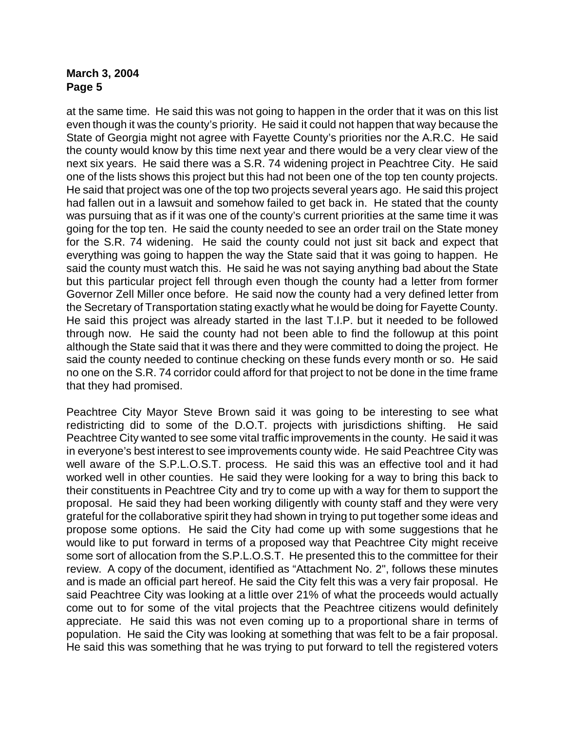at the same time. He said this was not going to happen in the order that it was on this list even though it was the county's priority. He said it could not happen that way because the State of Georgia might not agree with Fayette County's priorities nor the A.R.C. He said the county would know by this time next year and there would be a very clear view of the next six years. He said there was a S.R. 74 widening project in Peachtree City. He said one of the lists shows this project but this had not been one of the top ten county projects. He said that project was one of the top two projects several years ago. He said this project had fallen out in a lawsuit and somehow failed to get back in. He stated that the county was pursuing that as if it was one of the county's current priorities at the same time it was going for the top ten. He said the county needed to see an order trail on the State money for the S.R. 74 widening. He said the county could not just sit back and expect that everything was going to happen the way the State said that it was going to happen. He said the county must watch this. He said he was not saying anything bad about the State but this particular project fell through even though the county had a letter from former Governor Zell Miller once before. He said now the county had a very defined letter from the Secretary of Transportation stating exactly what he would be doing for Fayette County. He said this project was already started in the last T.I.P. but it needed to be followed through now. He said the county had not been able to find the followup at this point although the State said that it was there and they were committed to doing the project. He said the county needed to continue checking on these funds every month or so. He said no one on the S.R. 74 corridor could afford for that project to not be done in the time frame that they had promised.

Peachtree City Mayor Steve Brown said it was going to be interesting to see what redistricting did to some of the D.O.T. projects with jurisdictions shifting. He said Peachtree City wanted to see some vital traffic improvements in the county. He said it was in everyone's best interest to see improvements county wide. He said Peachtree City was well aware of the S.P.L.O.S.T. process. He said this was an effective tool and it had worked well in other counties. He said they were looking for a way to bring this back to their constituents in Peachtree City and try to come up with a way for them to support the proposal. He said they had been working diligently with county staff and they were very grateful for the collaborative spirit they had shown in trying to put together some ideas and propose some options. He said the City had come up with some suggestions that he would like to put forward in terms of a proposed way that Peachtree City might receive some sort of allocation from the S.P.L.O.S.T. He presented this to the committee for their review. A copy of the document, identified as "Attachment No. 2", follows these minutes and is made an official part hereof. He said the City felt this was a very fair proposal. He said Peachtree City was looking at a little over 21% of what the proceeds would actually come out to for some of the vital projects that the Peachtree citizens would definitely appreciate. He said this was not even coming up to a proportional share in terms of population. He said the City was looking at something that was felt to be a fair proposal. He said this was something that he was trying to put forward to tell the registered voters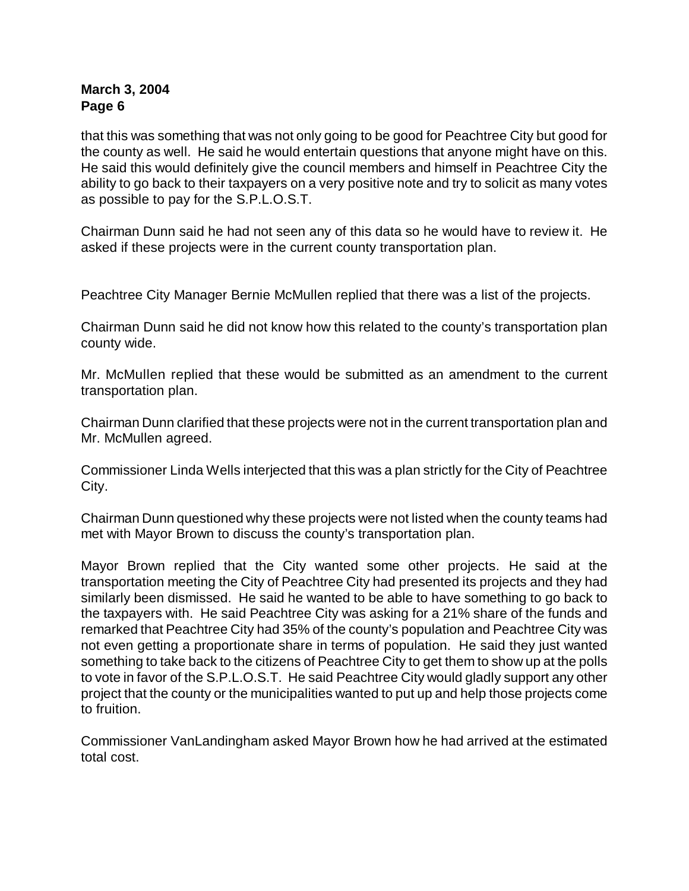that this was something that was not only going to be good for Peachtree City but good for the county as well. He said he would entertain questions that anyone might have on this. He said this would definitely give the council members and himself in Peachtree City the ability to go back to their taxpayers on a very positive note and try to solicit as many votes as possible to pay for the S.P.L.O.S.T.

Chairman Dunn said he had not seen any of this data so he would have to review it. He asked if these projects were in the current county transportation plan.

Peachtree City Manager Bernie McMullen replied that there was a list of the projects.

Chairman Dunn said he did not know how this related to the county's transportation plan county wide.

Mr. McMullen replied that these would be submitted as an amendment to the current transportation plan.

Chairman Dunn clarified that these projects were not in the current transportation plan and Mr. McMullen agreed.

Commissioner Linda Wells interjected that this was a plan strictly for the City of Peachtree City.

Chairman Dunn questioned why these projects were not listed when the county teams had met with Mayor Brown to discuss the county's transportation plan.

Mayor Brown replied that the City wanted some other projects. He said at the transportation meeting the City of Peachtree City had presented its projects and they had similarly been dismissed. He said he wanted to be able to have something to go back to the taxpayers with. He said Peachtree City was asking for a 21% share of the funds and remarked that Peachtree City had 35% of the county's population and Peachtree City was not even getting a proportionate share in terms of population. He said they just wanted something to take back to the citizens of Peachtree City to get them to show up at the polls to vote in favor of the S.P.L.O.S.T. He said Peachtree City would gladly support any other project that the county or the municipalities wanted to put up and help those projects come to fruition.

Commissioner VanLandingham asked Mayor Brown how he had arrived at the estimated total cost.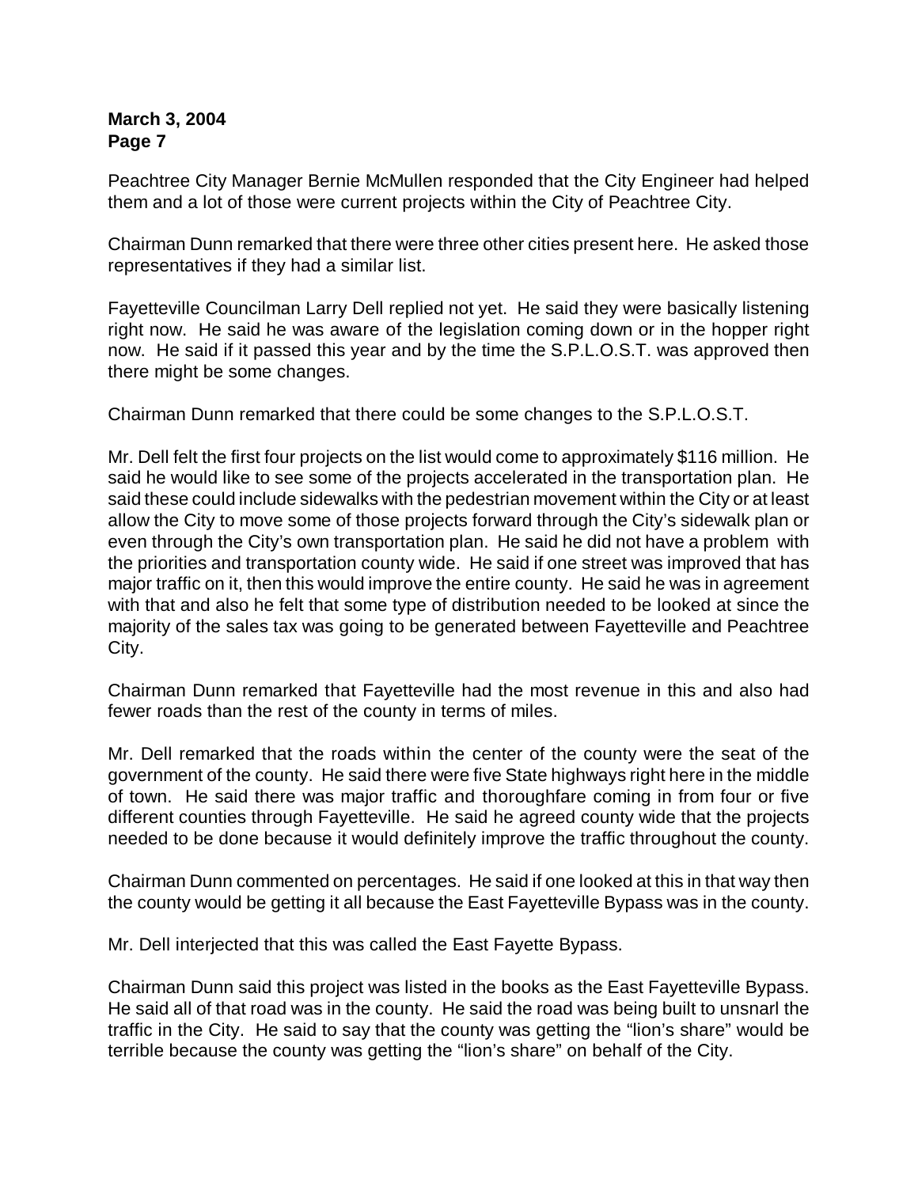Peachtree City Manager Bernie McMullen responded that the City Engineer had helped them and a lot of those were current projects within the City of Peachtree City.

Chairman Dunn remarked that there were three other cities present here. He asked those representatives if they had a similar list.

Fayetteville Councilman Larry Dell replied not yet. He said they were basically listening right now. He said he was aware of the legislation coming down or in the hopper right now. He said if it passed this year and by the time the S.P.L.O.S.T. was approved then there might be some changes.

Chairman Dunn remarked that there could be some changes to the S.P.L.O.S.T.

Mr. Dell felt the first four projects on the list would come to approximately $116 million. He said he would like to see some of the projects accelerated in the transportation plan. He said these could include sidewalks with the pedestrian movement within the City or at least allow the City to move some of those projects forward through the City's sidewalk plan or even through the City's own transportation plan. He said he did not have a problem with the priorities and transportation county wide. He said if one street was improved that has major traffic on it, then this would improve the entire county. He said he was in agreement with that and also he felt that some type of distribution needed to be looked at since the majority of the sales tax was going to be generated between Fayetteville and Peachtree City.

Chairman Dunn remarked that Fayetteville had the most revenue in this and also had fewer roads than the rest of the county in terms of miles.

Mr. Dell remarked that the roads within the center of the county were the seat of the government of the county. He said there were five State highways right here in the middle of town. He said there was major traffic and thoroughfare coming in from four or five different counties through Fayetteville. He said he agreed county wide that the projects needed to be done because it would definitely improve the traffic throughout the county.

Chairman Dunn commented on percentages. He said if one looked at this in that way then the county would be getting it all because the East Fayetteville Bypass was in the county.

Mr. Dell interjected that this was called the East Fayette Bypass.

Chairman Dunn said this project was listed in the books as the East Fayetteville Bypass. He said all of that road was in the county. He said the road was being built to unsnarl the traffic in the City. He said to say that the county was getting the "lion's share" would be terrible because the county was getting the "lion's share" on behalf of the City.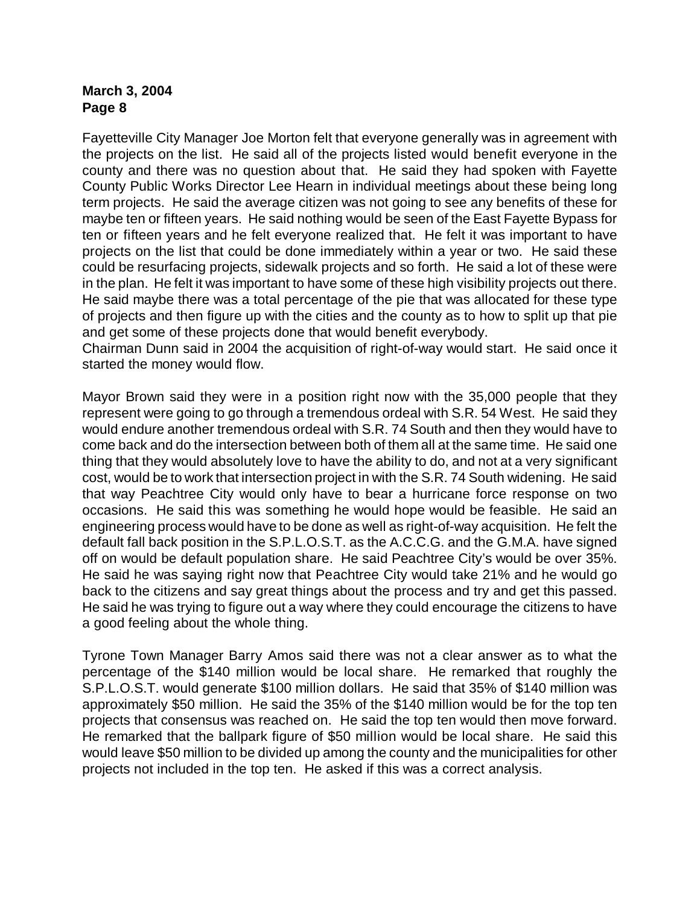Fayetteville City Manager Joe Morton felt that everyone generally was in agreement with the projects on the list. He said all of the projects listed would benefit everyone in the county and there was no question about that. He said they had spoken with Fayette County Public Works Director Lee Hearn in individual meetings about these being long term projects. He said the average citizen was not going to see any benefits of these for maybe ten or fifteen years. He said nothing would be seen of the East Fayette Bypass for ten or fifteen years and he felt everyone realized that. He felt it was important to have projects on the list that could be done immediately within a year or two. He said these could be resurfacing projects, sidewalk projects and so forth. He said a lot of these were in the plan. He felt it was important to have some of these high visibility projects out there. He said maybe there was a total percentage of the pie that was allocated for these type of projects and then figure up with the cities and the county as to how to split up that pie and get some of these projects done that would benefit everybody.
Chairman Dunn said in 2004 the acquisition of right-of-way would start. He said once it started the money would flow.

Mayor Brown said they were in a position right now with the 35,000 people that they represent were going to go through a tremendous ordeal with S.R. 54 West. He said they would endure another tremendous ordeal with S.R. 74 South and then they would have to come back and do the intersection between both of them all at the same time. He said one thing that they would absolutely love to have the ability to do, and not at a very significant cost, would be to work that intersection project in with the S.R. 74 South widening. He said that way Peachtree City would only have to bear a hurricane force response on two occasions. He said this was something he would hope would be feasible. He said an engineering process would have to be done as well as right-of-way acquisition. He felt the default fall back position in the S.P.L.O.S.T. as the A.C.C.G. and the G.M.A. have signed off on would be default population share. He said Peachtree City's would be over 35%. He said he was saying right now that Peachtree City would take 21% and he would go back to the citizens and say great things about the process and try and get this passed. He said he was trying to figure out a way where they could encourage the citizens to have a good feeling about the whole thing.

Tyrone Town Manager Barry Amos said there was not a clear answer as to what the percentage of the $140 million would be local share. He remarked that roughly the S.P.L.O.S.T. would generate $100 million dollars. He said that 35% of $140 million was approximately $50 million. He said the 35% of the $140 million would be for the top ten projects that consensus was reached on. He said the top ten would then move forward. He remarked that the ballpark figure of $50 million would be local share. He said this would leave $50 million to be divided up among the county and the municipalities for other projects not included in the top ten. He asked if this was a correct analysis.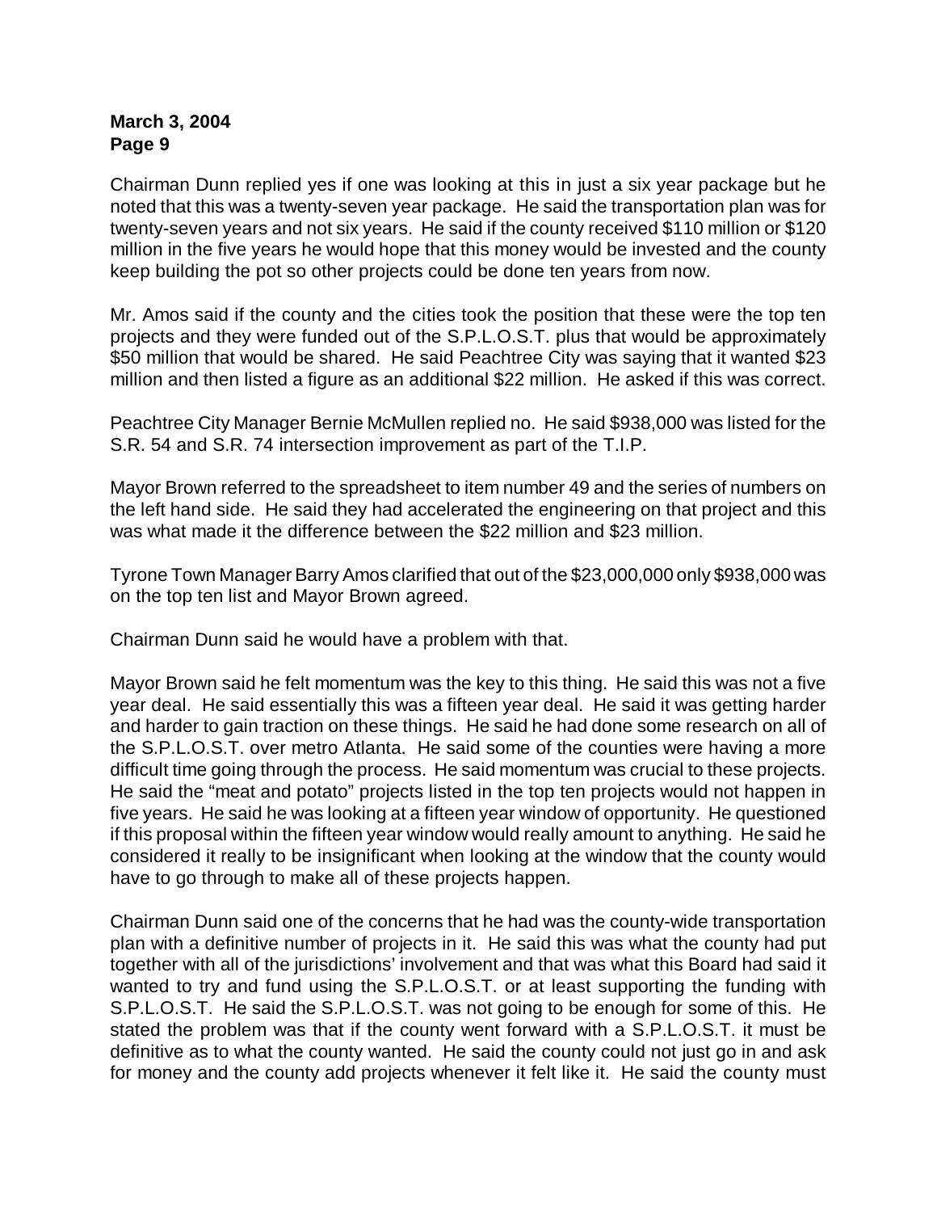Chairman Dunn replied yes if one was looking at this in just a six year package but he noted that this was a twenty-seven year package. He said the transportation plan was for twenty-seven years and not six years. He said if the county received $110 million or $120 million in the five years he would hope that this money would be invested and the county keep building the pot so other projects could be done ten years from now.

Mr. Amos said if the county and the cities took the position that these were the top ten projects and they were funded out of the S.P.L.O.S.T. plus that would be approximately $50 million that would be shared. He said Peachtree City was saying that it wanted $23 million and then listed a figure as an additional $22 million. He asked if this was correct.

Peachtree City Manager Bernie McMullen replied no. He said $938,000 was listed for the S.R. 54 and S.R. 74 intersection improvement as part of the T.I.P.

Mayor Brown referred to the spreadsheet to item number 49 and the series of numbers on the left hand side. He said they had accelerated the engineering on that project and this was what made it the difference between the $22 million and $23 million.

Tyrone Town Manager Barry Amos clarified that out of the $23,000,000 only $938,000 was on the top ten list and Mayor Brown agreed.

Chairman Dunn said he would have a problem with that.

Mayor Brown said he felt momentum was the key to this thing. He said this was not a five year deal. He said essentially this was a fifteen year deal. He said it was getting harder and harder to gain traction on these things. He said he had done some research on all of the S.P.L.O.S.T. over metro Atlanta. He said some of the counties were having a more difficult time going through the process. He said momentum was crucial to these projects. He said the "meat and potato" projects listed in the top ten projects would not happen in five years. He said he was looking at a fifteen year window of opportunity. He questioned if this proposal within the fifteen year window would really amount to anything. He said he considered it really to be insignificant when looking at the window that the county would have to go through to make all of these projects happen.

Chairman Dunn said one of the concerns that he had was the county-wide transportation plan with a definitive number of projects in it. He said this was what the county had put together with all of the jurisdictions' involvement and that was what this Board had said it wanted to try and fund using the S.P.L.O.S.T. or at least supporting the funding with S.P.L.O.S.T. He said the S.P.L.O.S.T. was not going to be enough for some of this. He stated the problem was that if the county went forward with a S.P.L.O.S.T. it must be definitive as to what the county wanted. He said the county could not just go in and ask for money and the county add projects whenever it felt like it. He said the county must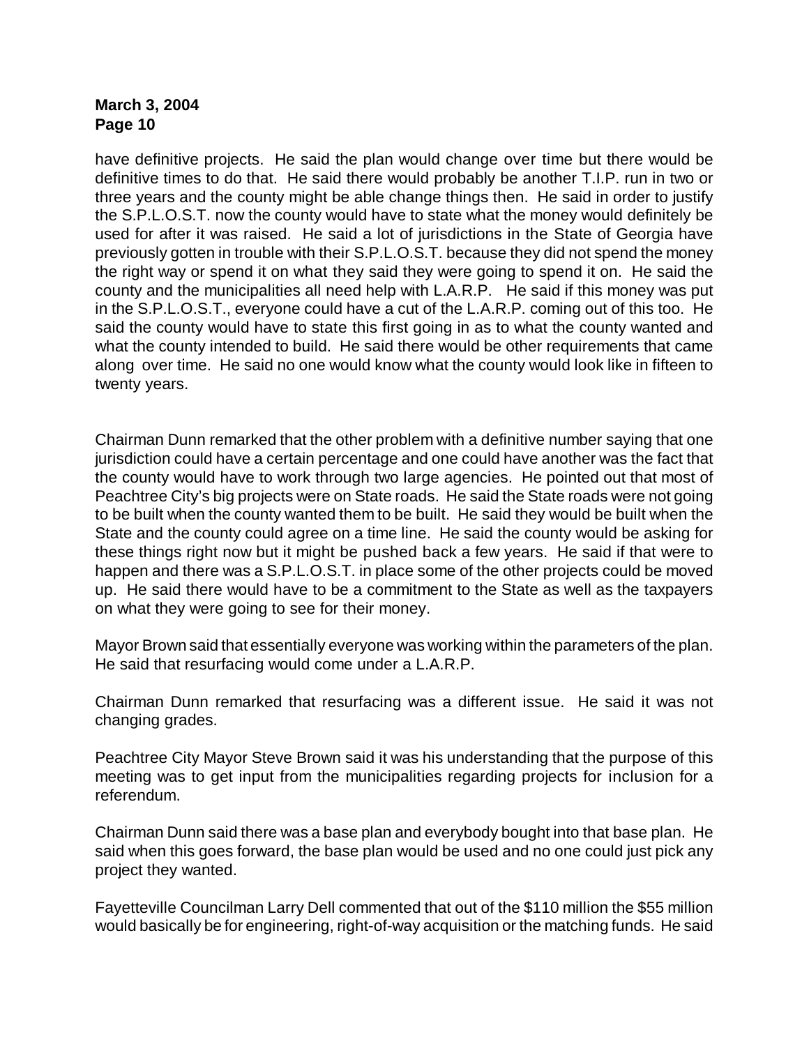have definitive projects. He said the plan would change over time but there would be definitive times to do that. He said there would probably be another T.I.P. run in two or three years and the county might be able change things then. He said in order to justify the S.P.L.O.S.T. now the county would have to state what the money would definitely be used for after it was raised. He said a lot of jurisdictions in the State of Georgia have previously gotten in trouble with their S.P.L.O.S.T. because they did not spend the money the right way or spend it on what they said they were going to spend it on. He said the county and the municipalities all need help with L.A.R.P. He said if this money was put in the S.P.L.O.S.T., everyone could have a cut of the L.A.R.P. coming out of this too. He said the county would have to state this first going in as to what the county wanted and what the county intended to build. He said there would be other requirements that came along over time. He said no one would know what the county would look like in fifteen to twenty years.

Chairman Dunn remarked that the other problem with a definitive number saying that one jurisdiction could have a certain percentage and one could have another was the fact that the county would have to work through two large agencies. He pointed out that most of Peachtree City's big projects were on State roads. He said the State roads were not going to be built when the county wanted them to be built. He said they would be built when the State and the county could agree on a time line. He said the county would be asking for these things right now but it might be pushed back a few years. He said if that were to happen and there was a S.P.L.O.S.T. in place some of the other projects could be moved up. He said there would have to be a commitment to the State as well as the taxpayers on what they were going to see for their money.

Mayor Brown said that essentially everyone was working within the parameters of the plan. He said that resurfacing would come under a L.A.R.P.

Chairman Dunn remarked that resurfacing was a different issue. He said it was not changing grades.

Peachtree City Mayor Steve Brown said it was his understanding that the purpose of this meeting was to get input from the municipalities regarding projects for inclusion for a referendum.

Chairman Dunn said there was a base plan and everybody bought into that base plan. He said when this goes forward, the base plan would be used and no one could just pick any project they wanted.

Fayetteville Councilman Larry Dell commented that out of the $110 million the $55 million would basically be for engineering, right-of-way acquisition or the matching funds. He said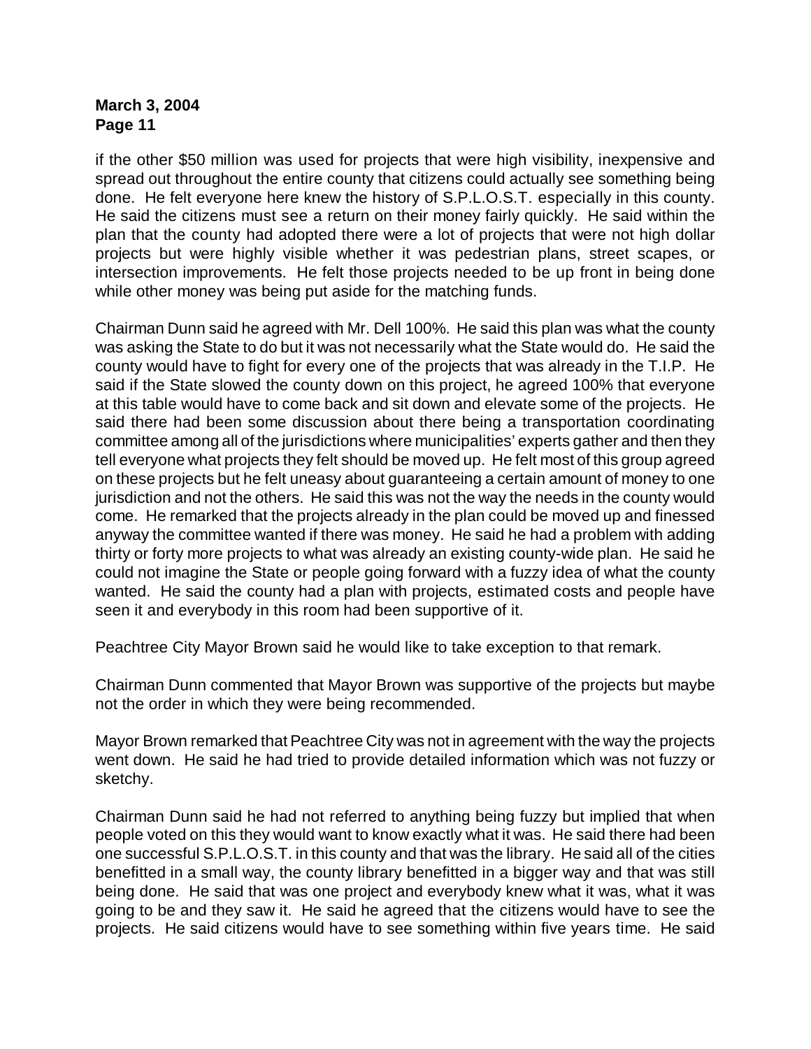if the other $50 million was used for projects that were high visibility, inexpensive and spread out throughout the entire county that citizens could actually see something being done. He felt everyone here knew the history of S.P.L.O.S.T. especially in this county. He said the citizens must see a return on their money fairly quickly. He said within the plan that the county had adopted there were a lot of projects that were not high dollar projects but were highly visible whether it was pedestrian plans, street scapes, or intersection improvements. He felt those projects needed to be up front in being done while other money was being put aside for the matching funds.

Chairman Dunn said he agreed with Mr. Dell 100%. He said this plan was what the county was asking the State to do but it was not necessarily what the State would do. He said the county would have to fight for every one of the projects that was already in the T.I.P. He said if the State slowed the county down on this project, he agreed 100% that everyone at this table would have to come back and sit down and elevate some of the projects. He said there had been some discussion about there being a transportation coordinating committee among all of the jurisdictions where municipalities' experts gather and then they tell everyone what projects they felt should be moved up. He felt most of this group agreed on these projects but he felt uneasy about guaranteeing a certain amount of money to one jurisdiction and not the others. He said this was not the way the needs in the county would come. He remarked that the projects already in the plan could be moved up and finessed anyway the committee wanted if there was money. He said he had a problem with adding thirty or forty more projects to what was already an existing county-wide plan. He said he could not imagine the State or people going forward with a fuzzy idea of what the county wanted. He said the county had a plan with projects, estimated costs and people have seen it and everybody in this room had been supportive of it.

Peachtree City Mayor Brown said he would like to take exception to that remark.

Chairman Dunn commented that Mayor Brown was supportive of the projects but maybe not the order in which they were being recommended.

Mayor Brown remarked that Peachtree City was not in agreement with the way the projects went down. He said he had tried to provide detailed information which was not fuzzy or sketchy.

Chairman Dunn said he had not referred to anything being fuzzy but implied that when people voted on this they would want to know exactly what it was. He said there had been one successful S.P.L.O.S.T. in this county and that was the library. He said all of the cities benefitted in a small way, the county library benefitted in a bigger way and that was still being done. He said that was one project and everybody knew what it was, what it was going to be and they saw it. He said he agreed that the citizens would have to see the projects. He said citizens would have to see something within five years time. He said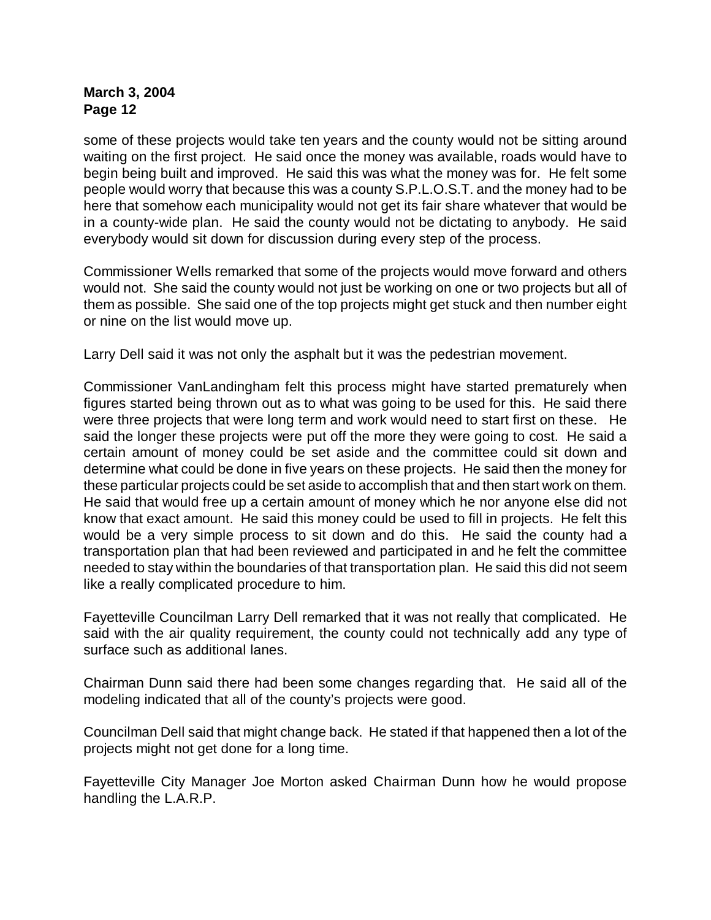some of these projects would take ten years and the county would not be sitting around waiting on the first project. He said once the money was available, roads would have to begin being built and improved. He said this was what the money was for. He felt some people would worry that because this was a county S.P.L.O.S.T. and the money had to be here that somehow each municipality would not get its fair share whatever that would be in a county-wide plan. He said the county would not be dictating to anybody. He said everybody would sit down for discussion during every step of the process.

Commissioner Wells remarked that some of the projects would move forward and others would not. She said the county would not just be working on one or two projects but all of them as possible. She said one of the top projects might get stuck and then number eight or nine on the list would move up.

Larry Dell said it was not only the asphalt but it was the pedestrian movement.

Commissioner VanLandingham felt this process might have started prematurely when figures started being thrown out as to what was going to be used for this. He said there were three projects that were long term and work would need to start first on these. He said the longer these projects were put off the more they were going to cost. He said a certain amount of money could be set aside and the committee could sit down and determine what could be done in five years on these projects. He said then the money for these particular projects could be set aside to accomplish that and then start work on them. He said that would free up a certain amount of money which he nor anyone else did not know that exact amount. He said this money could be used to fill in projects. He felt this would be a very simple process to sit down and do this. He said the county had a transportation plan that had been reviewed and participated in and he felt the committee needed to stay within the boundaries of that transportation plan. He said this did not seem like a really complicated procedure to him.

Fayetteville Councilman Larry Dell remarked that it was not really that complicated. He said with the air quality requirement, the county could not technically add any type of surface such as additional lanes.

Chairman Dunn said there had been some changes regarding that. He said all of the modeling indicated that all of the county's projects were good.

Councilman Dell said that might change back. He stated if that happened then a lot of the projects might not get done for a long time.

Fayetteville City Manager Joe Morton asked Chairman Dunn how he would propose handling the L.A.R.P.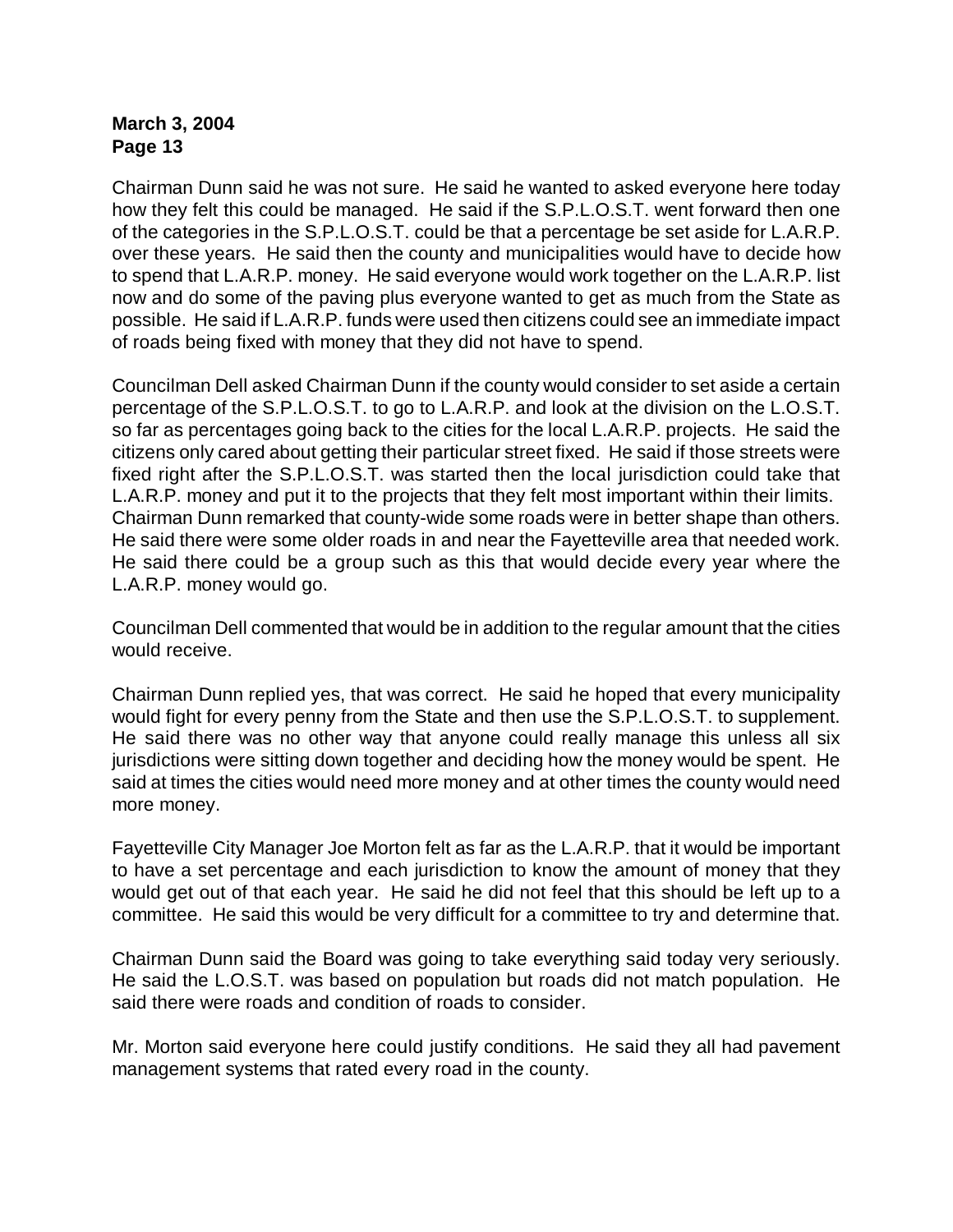Chairman Dunn said he was not sure. He said he wanted to asked everyone here today how they felt this could be managed. He said if the S.P.L.O.S.T. went forward then one of the categories in the S.P.L.O.S.T. could be that a percentage be set aside for L.A.R.P. over these years. He said then the county and municipalities would have to decide how to spend that L.A.R.P. money. He said everyone would work together on the L.A.R.P. list now and do some of the paving plus everyone wanted to get as much from the State as possible. He said if L.A.R.P. funds were used then citizens could see an immediate impact of roads being fixed with money that they did not have to spend.

Councilman Dell asked Chairman Dunn if the county would consider to set aside a certain percentage of the S.P.L.O.S.T. to go to L.A.R.P. and look at the division on the L.O.S.T. so far as percentages going back to the cities for the local L.A.R.P. projects. He said the citizens only cared about getting their particular street fixed. He said if those streets were fixed right after the S.P.L.O.S.T. was started then the local jurisdiction could take that L.A.R.P. money and put it to the projects that they felt most important within their limits. Chairman Dunn remarked that county-wide some roads were in better shape than others. He said there were some older roads in and near the Fayetteville area that needed work. He said there could be a group such as this that would decide every year where the L.A.R.P. money would go.

Councilman Dell commented that would be in addition to the regular amount that the cities would receive.

Chairman Dunn replied yes, that was correct. He said he hoped that every municipality would fight for every penny from the State and then use the S.P.L.O.S.T. to supplement. He said there was no other way that anyone could really manage this unless all six jurisdictions were sitting down together and deciding how the money would be spent. He said at times the cities would need more money and at other times the county would need more money.

Fayetteville City Manager Joe Morton felt as far as the L.A.R.P. that it would be important to have a set percentage and each jurisdiction to know the amount of money that they would get out of that each year. He said he did not feel that this should be left up to a committee. He said this would be very difficult for a committee to try and determine that.

Chairman Dunn said the Board was going to take everything said today very seriously. He said the L.O.S.T. was based on population but roads did not match population. He said there were roads and condition of roads to consider.

Mr. Morton said everyone here could justify conditions. He said they all had pavement management systems that rated every road in the county.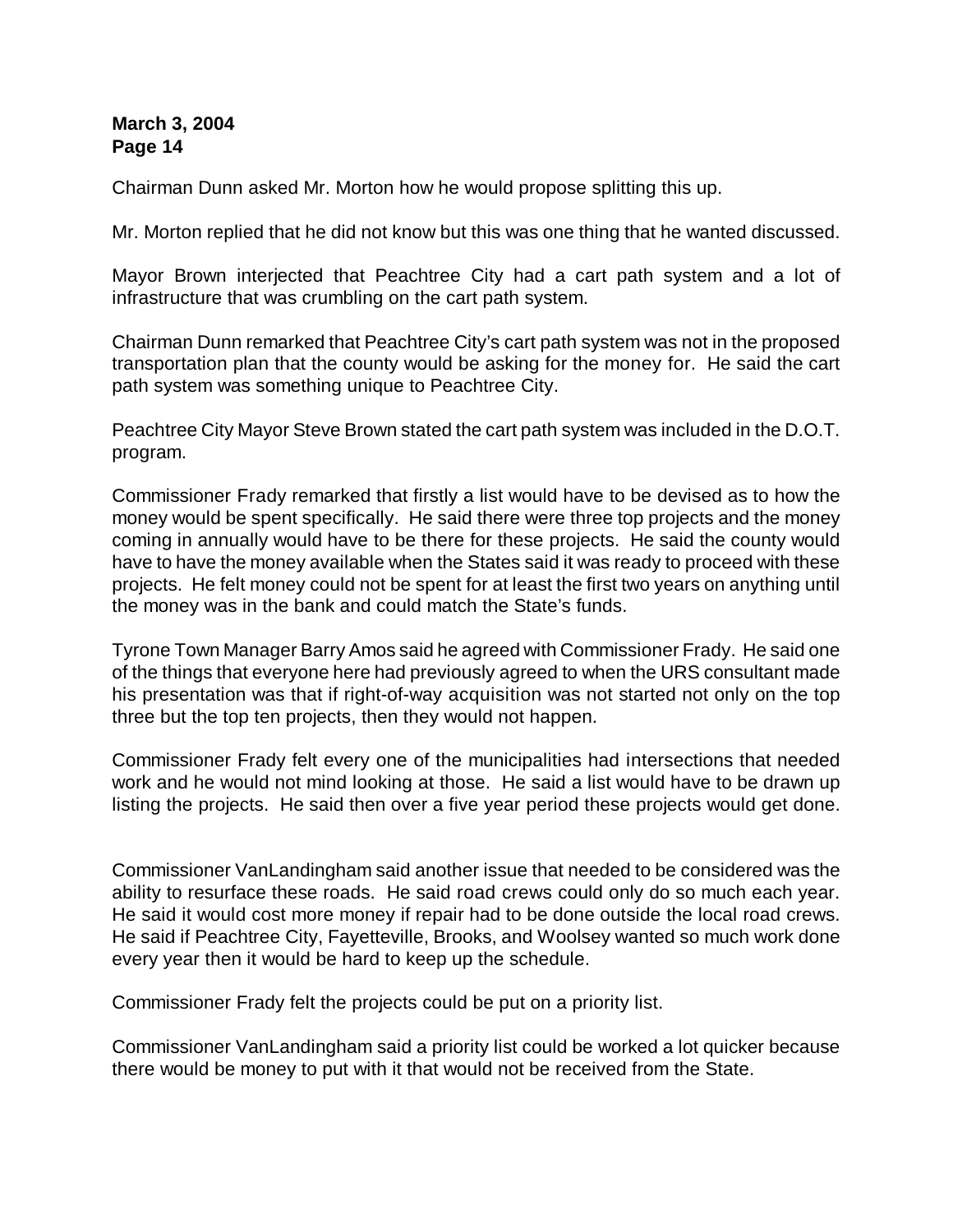Chairman Dunn asked Mr. Morton how he would propose splitting this up.

Mr. Morton replied that he did not know but this was one thing that he wanted discussed.

Mayor Brown interjected that Peachtree City had a cart path system and a lot of infrastructure that was crumbling on the cart path system.

Chairman Dunn remarked that Peachtree City's cart path system was not in the proposed transportation plan that the county would be asking for the money for. He said the cart path system was something unique to Peachtree City.

Peachtree City Mayor Steve Brown stated the cart path system was included in the D.O.T. program.

Commissioner Frady remarked that firstly a list would have to be devised as to how the money would be spent specifically. He said there were three top projects and the money coming in annually would have to be there for these projects. He said the county would have to have the money available when the States said it was ready to proceed with these projects. He felt money could not be spent for at least the first two years on anything until the money was in the bank and could match the State's funds.

Tyrone Town Manager Barry Amos said he agreed with Commissioner Frady. He said one of the things that everyone here had previously agreed to when the URS consultant made his presentation was that if right-of-way acquisition was not started not only on the top three but the top ten projects, then they would not happen.

Commissioner Frady felt every one of the municipalities had intersections that needed work and he would not mind looking at those. He said a list would have to be drawn up listing the projects. He said then over a five year period these projects would get done.

Commissioner VanLandingham said another issue that needed to be considered was the ability to resurface these roads. He said road crews could only do so much each year. He said it would cost more money if repair had to be done outside the local road crews. He said if Peachtree City, Fayetteville, Brooks, and Woolsey wanted so much work done every year then it would be hard to keep up the schedule.

Commissioner Frady felt the projects could be put on a priority list.

Commissioner VanLandingham said a priority list could be worked a lot quicker because there would be money to put with it that would not be received from the State.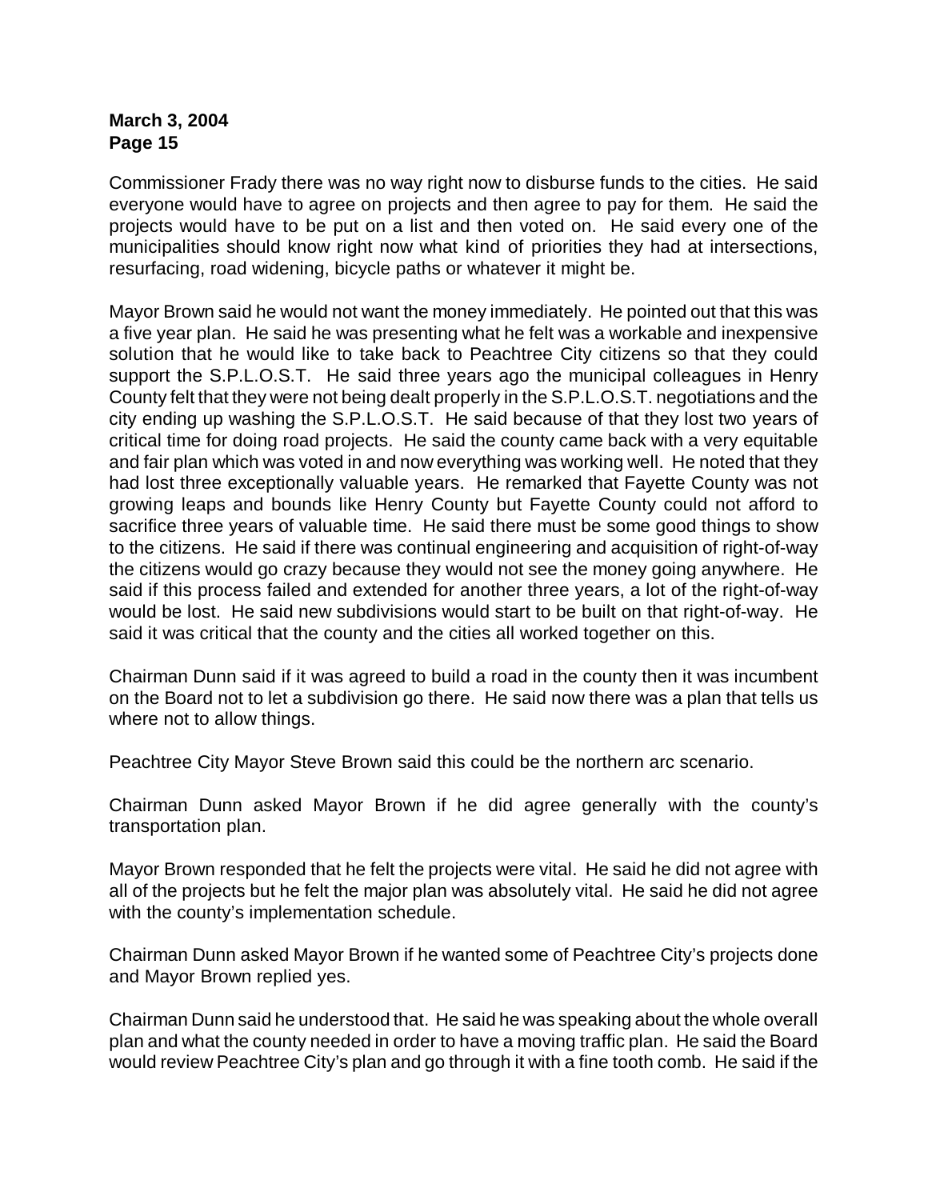Commissioner Frady there was no way right now to disburse funds to the cities. He said everyone would have to agree on projects and then agree to pay for them. He said the projects would have to be put on a list and then voted on. He said every one of the municipalities should know right now what kind of priorities they had at intersections, resurfacing, road widening, bicycle paths or whatever it might be.

Mayor Brown said he would not want the money immediately. He pointed out that this was a five year plan. He said he was presenting what he felt was a workable and inexpensive solution that he would like to take back to Peachtree City citizens so that they could support the S.P.L.O.S.T. He said three years ago the municipal colleagues in Henry County felt that they were not being dealt properly in the S.P.L.O.S.T. negotiations and the city ending up washing the S.P.L.O.S.T. He said because of that they lost two years of critical time for doing road projects. He said the county came back with a very equitable and fair plan which was voted in and now everything was working well. He noted that they had lost three exceptionally valuable years. He remarked that Fayette County was not growing leaps and bounds like Henry County but Fayette County could not afford to sacrifice three years of valuable time. He said there must be some good things to show to the citizens. He said if there was continual engineering and acquisition of right-of-way the citizens would go crazy because they would not see the money going anywhere. He said if this process failed and extended for another three years, a lot of the right-of-way would be lost. He said new subdivisions would start to be built on that right-of-way. He said it was critical that the county and the cities all worked together on this.

Chairman Dunn said if it was agreed to build a road in the county then it was incumbent on the Board not to let a subdivision go there. He said now there was a plan that tells us where not to allow things.

Peachtree City Mayor Steve Brown said this could be the northern arc scenario.

Chairman Dunn asked Mayor Brown if he did agree generally with the county's transportation plan.

Mayor Brown responded that he felt the projects were vital. He said he did not agree with all of the projects but he felt the major plan was absolutely vital. He said he did not agree with the county's implementation schedule.

Chairman Dunn asked Mayor Brown if he wanted some of Peachtree City's projects done and Mayor Brown replied yes.

Chairman Dunn said he understood that. He said he was speaking about the whole overall plan and what the county needed in order to have a moving traffic plan. He said the Board would review Peachtree City's plan and go through it with a fine tooth comb. He said if the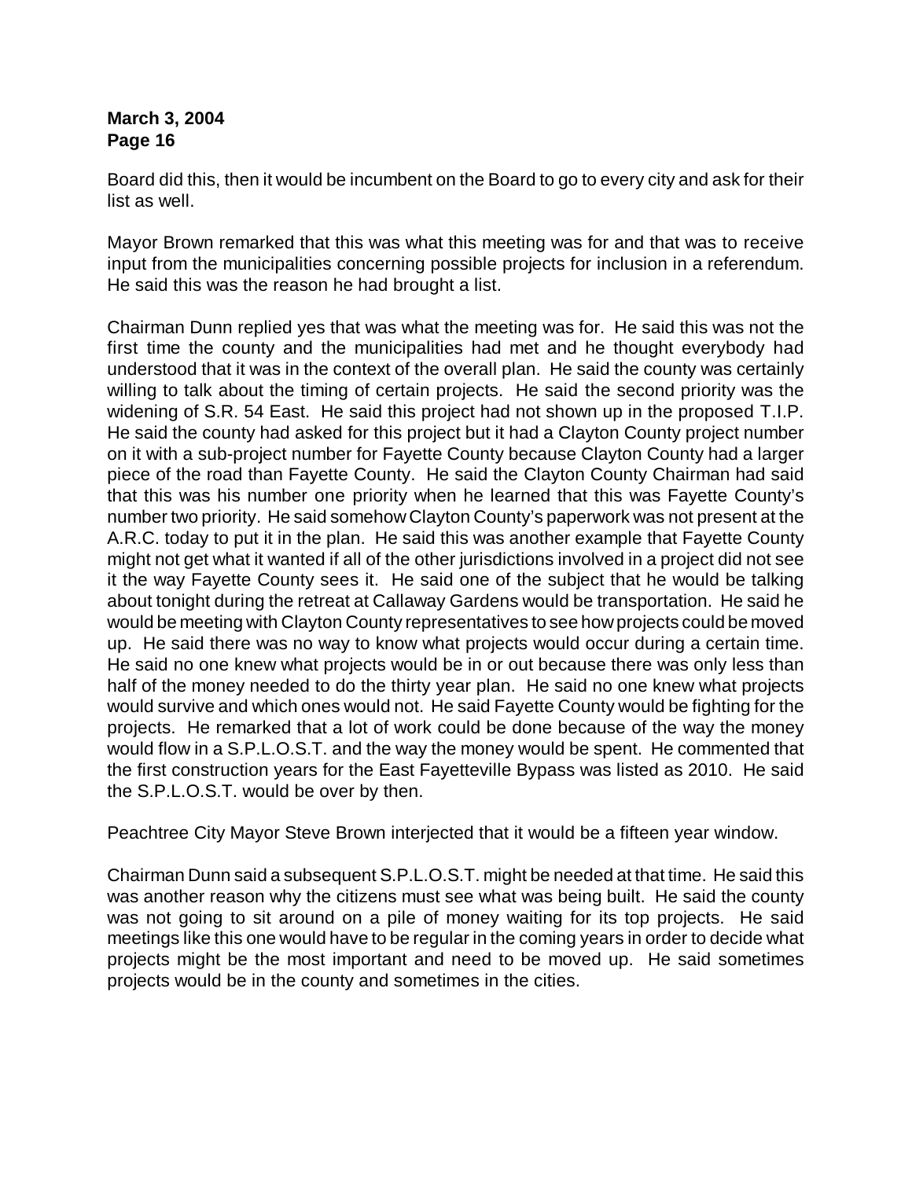Board did this, then it would be incumbent on the Board to go to every city and ask for their list as well.

Mayor Brown remarked that this was what this meeting was for and that was to receive input from the municipalities concerning possible projects for inclusion in a referendum. He said this was the reason he had brought a list.

Chairman Dunn replied yes that was what the meeting was for. He said this was not the first time the county and the municipalities had met and he thought everybody had understood that it was in the context of the overall plan. He said the county was certainly willing to talk about the timing of certain projects. He said the second priority was the widening of S.R. 54 East. He said this project had not shown up in the proposed T.I.P. He said the county had asked for this project but it had a Clayton County project number on it with a sub-project number for Fayette County because Clayton County had a larger piece of the road than Fayette County. He said the Clayton County Chairman had said that this was his number one priority when he learned that this was Fayette County's number two priority. He said somehow Clayton County's paperwork was not present at the A.R.C. today to put it in the plan. He said this was another example that Fayette County might not get what it wanted if all of the other jurisdictions involved in a project did not see it the way Fayette County sees it. He said one of the subject that he would be talking about tonight during the retreat at Callaway Gardens would be transportation. He said he would be meeting with Clayton County representatives to see how projects could be moved up. He said there was no way to know what projects would occur during a certain time. He said no one knew what projects would be in or out because there was only less than half of the money needed to do the thirty year plan. He said no one knew what projects would survive and which ones would not. He said Fayette County would be fighting for the projects. He remarked that a lot of work could be done because of the way the money would flow in a S.P.L.O.S.T. and the way the money would be spent. He commented that the first construction years for the East Fayetteville Bypass was listed as 2010. He said the S.P.L.O.S.T. would be over by then.

Peachtree City Mayor Steve Brown interjected that it would be a fifteen year window.

Chairman Dunn said a subsequent S.P.L.O.S.T. might be needed at that time. He said this was another reason why the citizens must see what was being built. He said the county was not going to sit around on a pile of money waiting for its top projects. He said meetings like this one would have to be regular in the coming years in order to decide what projects might be the most important and need to be moved up. He said sometimes projects would be in the county and sometimes in the cities.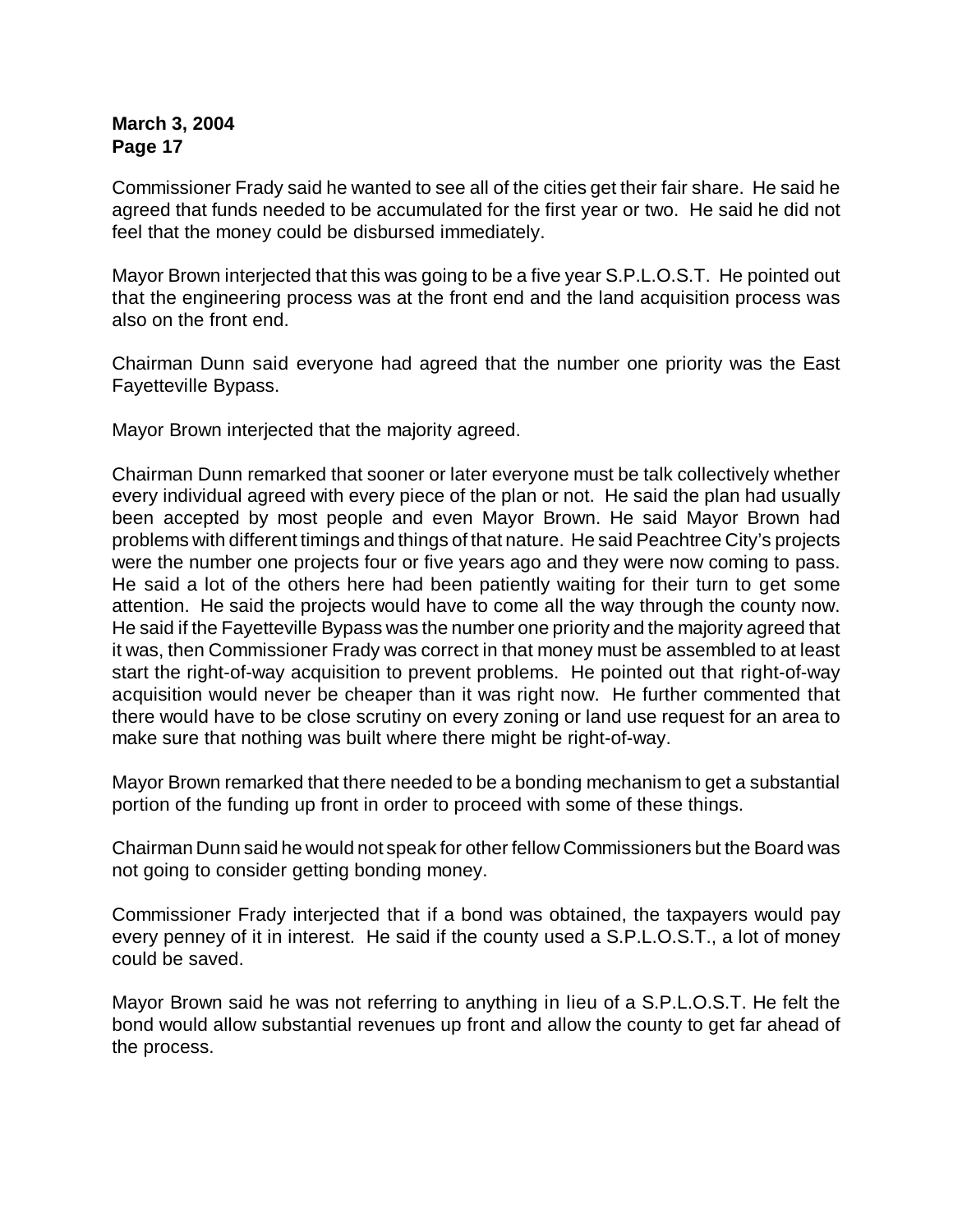Commissioner Frady said he wanted to see all of the cities get their fair share. He said he agreed that funds needed to be accumulated for the first year or two. He said he did not feel that the money could be disbursed immediately.

Mayor Brown interjected that this was going to be a five year S.P.L.O.S.T. He pointed out that the engineering process was at the front end and the land acquisition process was also on the front end.

Chairman Dunn said everyone had agreed that the number one priority was the East Fayetteville Bypass.

Mayor Brown interjected that the majority agreed.

Chairman Dunn remarked that sooner or later everyone must be talk collectively whether every individual agreed with every piece of the plan or not. He said the plan had usually been accepted by most people and even Mayor Brown. He said Mayor Brown had problems with different timings and things of that nature. He said Peachtree City's projects were the number one projects four or five years ago and they were now coming to pass. He said a lot of the others here had been patiently waiting for their turn to get some attention. He said the projects would have to come all the way through the county now. He said if the Fayetteville Bypass was the number one priority and the majority agreed that it was, then Commissioner Frady was correct in that money must be assembled to at least start the right-of-way acquisition to prevent problems. He pointed out that right-of-way acquisition would never be cheaper than it was right now. He further commented that there would have to be close scrutiny on every zoning or land use request for an area to make sure that nothing was built where there might be right-of-way.

Mayor Brown remarked that there needed to be a bonding mechanism to get a substantial portion of the funding up front in order to proceed with some of these things.

Chairman Dunn said he would not speak for other fellow Commissioners but the Board was not going to consider getting bonding money.

Commissioner Frady interjected that if a bond was obtained, the taxpayers would pay every penney of it in interest. He said if the county used a S.P.L.O.S.T., a lot of money could be saved.

Mayor Brown said he was not referring to anything in lieu of a S.P.L.O.S.T. He felt the bond would allow substantial revenues up front and allow the county to get far ahead of the process.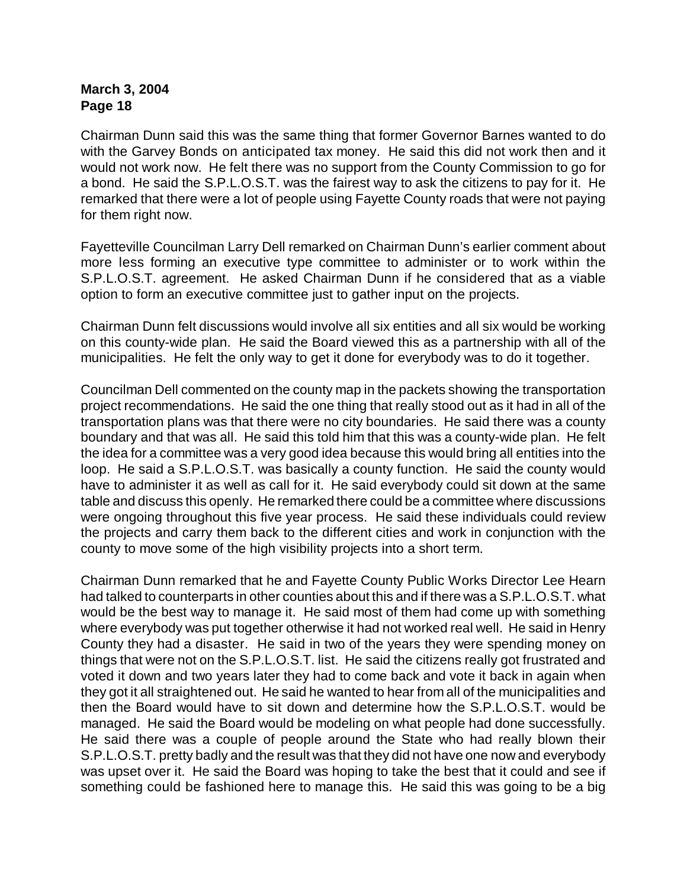Chairman Dunn said this was the same thing that former Governor Barnes wanted to do with the Garvey Bonds on anticipated tax money. He said this did not work then and it would not work now. He felt there was no support from the County Commission to go for a bond. He said the S.P.L.O.S.T. was the fairest way to ask the citizens to pay for it. He remarked that there were a lot of people using Fayette County roads that were not paying for them right now.

Fayetteville Councilman Larry Dell remarked on Chairman Dunn's earlier comment about more less forming an executive type committee to administer or to work within the S.P.L.O.S.T. agreement. He asked Chairman Dunn if he considered that as a viable option to form an executive committee just to gather input on the projects.

Chairman Dunn felt discussions would involve all six entities and all six would be working on this county-wide plan. He said the Board viewed this as a partnership with all of the municipalities. He felt the only way to get it done for everybody was to do it together.

Councilman Dell commented on the county map in the packets showing the transportation project recommendations. He said the one thing that really stood out as it had in all of the transportation plans was that there were no city boundaries. He said there was a county boundary and that was all. He said this told him that this was a county-wide plan. He felt the idea for a committee was a very good idea because this would bring all entities into the loop. He said a S.P.L.O.S.T. was basically a county function. He said the county would have to administer it as well as call for it. He said everybody could sit down at the same table and discuss this openly. He remarked there could be a committee where discussions were ongoing throughout this five year process. He said these individuals could review the projects and carry them back to the different cities and work in conjunction with the county to move some of the high visibility projects into a short term.

Chairman Dunn remarked that he and Fayette County Public Works Director Lee Hearn had talked to counterparts in other counties about this and if there was a S.P.L.O.S.T. what would be the best way to manage it. He said most of them had come up with something where everybody was put together otherwise it had not worked real well. He said in Henry County they had a disaster. He said in two of the years they were spending money on things that were not on the S.P.L.O.S.T. list. He said the citizens really got frustrated and voted it down and two years later they had to come back and vote it back in again when they got it all straightened out. He said he wanted to hear from all of the municipalities and then the Board would have to sit down and determine how the S.P.L.O.S.T. would be managed. He said the Board would be modeling on what people had done successfully. He said there was a couple of people around the State who had really blown their S.P.L.O.S.T. pretty badly and the result was that they did not have one now and everybody was upset over it. He said the Board was hoping to take the best that it could and see if something could be fashioned here to manage this. He said this was going to be a big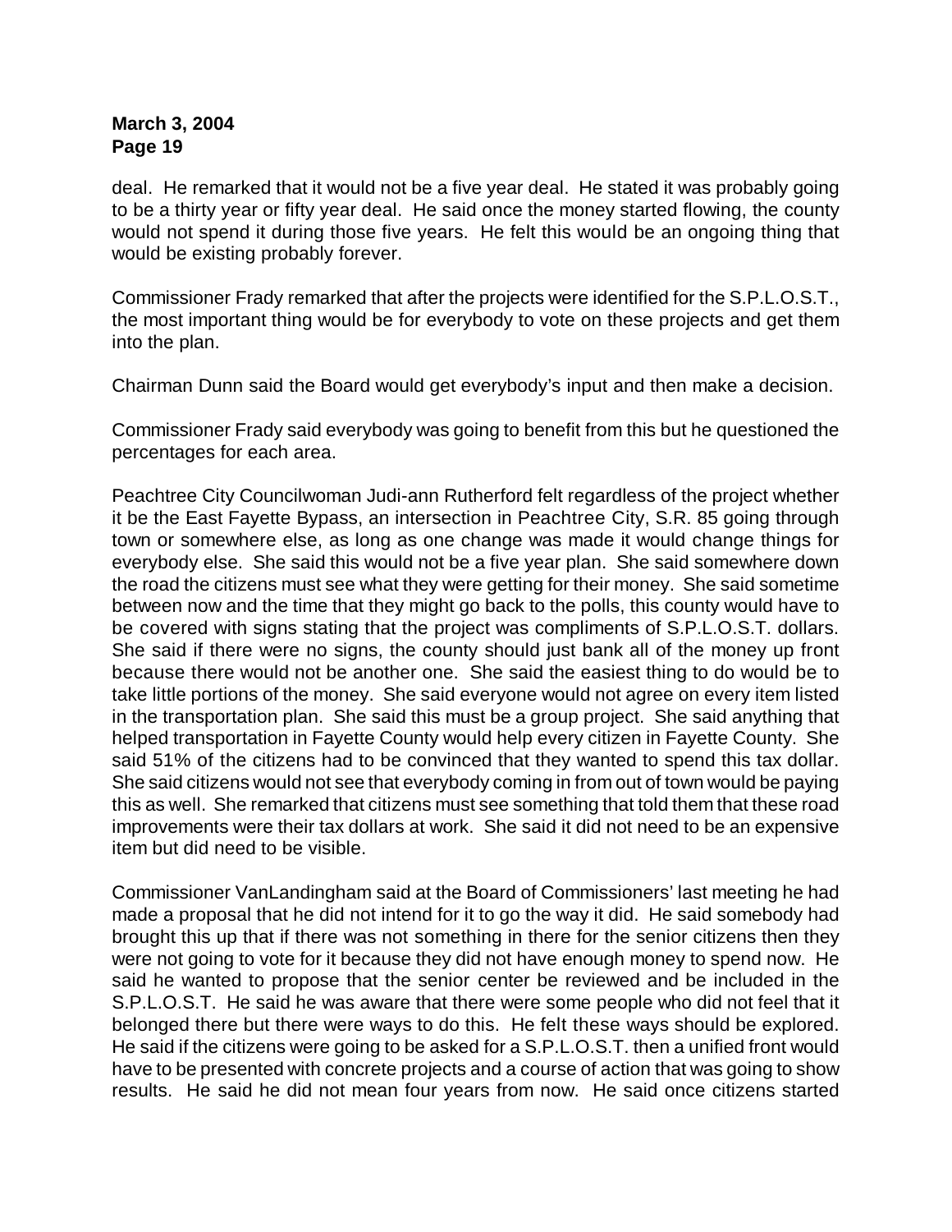deal. He remarked that it would not be a five year deal. He stated it was probably going to be a thirty year or fifty year deal. He said once the money started flowing, the county would not spend it during those five years. He felt this would be an ongoing thing that would be existing probably forever.

Commissioner Frady remarked that after the projects were identified for the S.P.L.O.S.T., the most important thing would be for everybody to vote on these projects and get them into the plan.

Chairman Dunn said the Board would get everybody's input and then make a decision.

Commissioner Frady said everybody was going to benefit from this but he questioned the percentages for each area.

Peachtree City Councilwoman Judi-ann Rutherford felt regardless of the project whether it be the East Fayette Bypass, an intersection in Peachtree City, S.R. 85 going through town or somewhere else, as long as one change was made it would change things for everybody else. She said this would not be a five year plan. She said somewhere down the road the citizens must see what they were getting for their money. She said sometime between now and the time that they might go back to the polls, this county would have to be covered with signs stating that the project was compliments of S.P.L.O.S.T. dollars. She said if there were no signs, the county should just bank all of the money up front because there would not be another one. She said the easiest thing to do would be to take little portions of the money. She said everyone would not agree on every item listed in the transportation plan. She said this must be a group project. She said anything that helped transportation in Fayette County would help every citizen in Fayette County. She said 51% of the citizens had to be convinced that they wanted to spend this tax dollar. She said citizens would not see that everybody coming in from out of town would be paying this as well. She remarked that citizens must see something that told them that these road improvements were their tax dollars at work. She said it did not need to be an expensive item but did need to be visible.

Commissioner VanLandingham said at the Board of Commissioners' last meeting he had made a proposal that he did not intend for it to go the way it did. He said somebody had brought this up that if there was not something in there for the senior citizens then they were not going to vote for it because they did not have enough money to spend now. He said he wanted to propose that the senior center be reviewed and be included in the S.P.L.O.S.T. He said he was aware that there were some people who did not feel that it belonged there but there were ways to do this. He felt these ways should be explored. He said if the citizens were going to be asked for a S.P.L.O.S.T. then a unified front would have to be presented with concrete projects and a course of action that was going to show results. He said he did not mean four years from now. He said once citizens started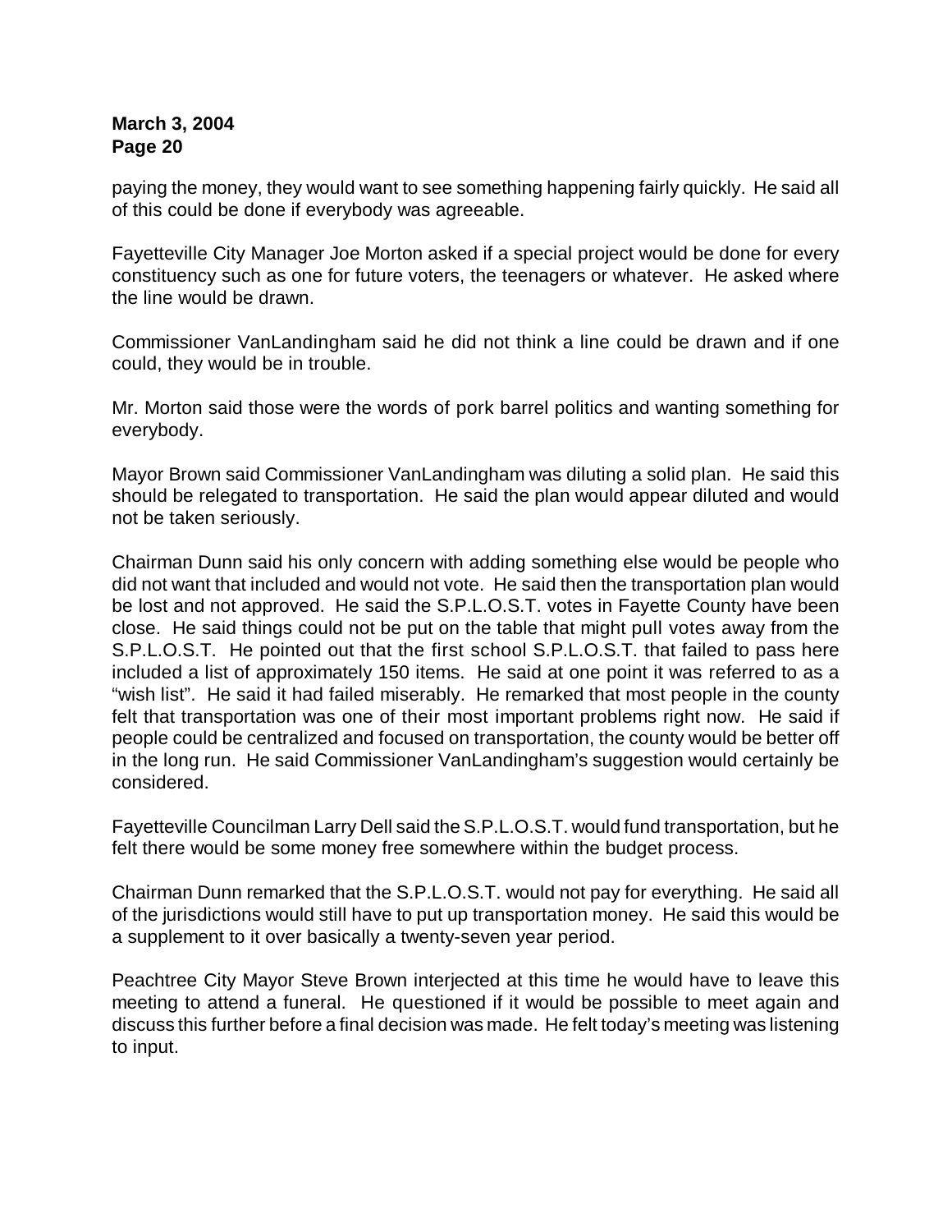paying the money, they would want to see something happening fairly quickly. He said all of this could be done if everybody was agreeable.

Fayetteville City Manager Joe Morton asked if a special project would be done for every constituency such as one for future voters, the teenagers or whatever. He asked where the line would be drawn.

Commissioner VanLandingham said he did not think a line could be drawn and if one could, they would be in trouble.

Mr. Morton said those were the words of pork barrel politics and wanting something for everybody.

Mayor Brown said Commissioner VanLandingham was diluting a solid plan. He said this should be relegated to transportation. He said the plan would appear diluted and would not be taken seriously.

Chairman Dunn said his only concern with adding something else would be people who did not want that included and would not vote. He said then the transportation plan would be lost and not approved. He said the S.P.L.O.S.T. votes in Fayette County have been close. He said things could not be put on the table that might pull votes away from the S.P.L.O.S.T. He pointed out that the first school S.P.L.O.S.T. that failed to pass here included a list of approximately 150 items. He said at one point it was referred to as a "wish list". He said it had failed miserably. He remarked that most people in the county felt that transportation was one of their most important problems right now. He said if people could be centralized and focused on transportation, the county would be better off in the long run. He said Commissioner VanLandingham's suggestion would certainly be considered.

Fayetteville Councilman Larry Dell said the S.P.L.O.S.T. would fund transportation, but he felt there would be some money free somewhere within the budget process.

Chairman Dunn remarked that the S.P.L.O.S.T. would not pay for everything. He said all of the jurisdictions would still have to put up transportation money. He said this would be a supplement to it over basically a twenty-seven year period.

Peachtree City Mayor Steve Brown interjected at this time he would have to leave this meeting to attend a funeral. He questioned if it would be possible to meet again and discuss this further before a final decision was made. He felt today's meeting was listening to input.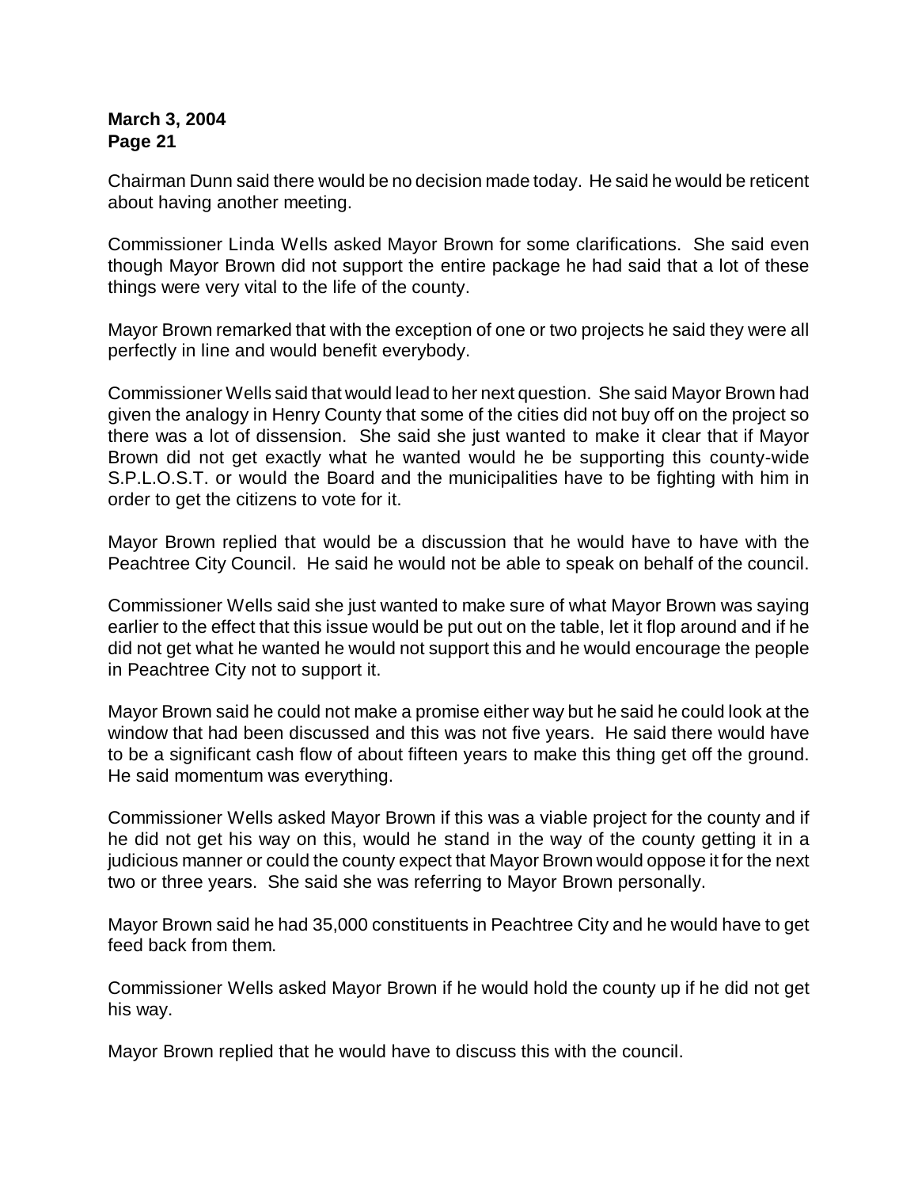Chairman Dunn said there would be no decision made today. He said he would be reticent about having another meeting.

Commissioner Linda Wells asked Mayor Brown for some clarifications. She said even though Mayor Brown did not support the entire package he had said that a lot of these things were very vital to the life of the county.

Mayor Brown remarked that with the exception of one or two projects he said they were all perfectly in line and would benefit everybody.

Commissioner Wells said that would lead to her next question. She said Mayor Brown had given the analogy in Henry County that some of the cities did not buy off on the project so there was a lot of dissension. She said she just wanted to make it clear that if Mayor Brown did not get exactly what he wanted would he be supporting this county-wide S.P.L.O.S.T. or would the Board and the municipalities have to be fighting with him in order to get the citizens to vote for it.

Mayor Brown replied that would be a discussion that he would have to have with the Peachtree City Council. He said he would not be able to speak on behalf of the council.

Commissioner Wells said she just wanted to make sure of what Mayor Brown was saying earlier to the effect that this issue would be put out on the table, let it flop around and if he did not get what he wanted he would not support this and he would encourage the people in Peachtree City not to support it.

Mayor Brown said he could not make a promise either way but he said he could look at the window that had been discussed and this was not five years. He said there would have to be a significant cash flow of about fifteen years to make this thing get off the ground. He said momentum was everything.

Commissioner Wells asked Mayor Brown if this was a viable project for the county and if he did not get his way on this, would he stand in the way of the county getting it in a judicious manner or could the county expect that Mayor Brown would oppose it for the next two or three years. She said she was referring to Mayor Brown personally.

Mayor Brown said he had 35,000 constituents in Peachtree City and he would have to get feed back from them.

Commissioner Wells asked Mayor Brown if he would hold the county up if he did not get his way.

Mayor Brown replied that he would have to discuss this with the council.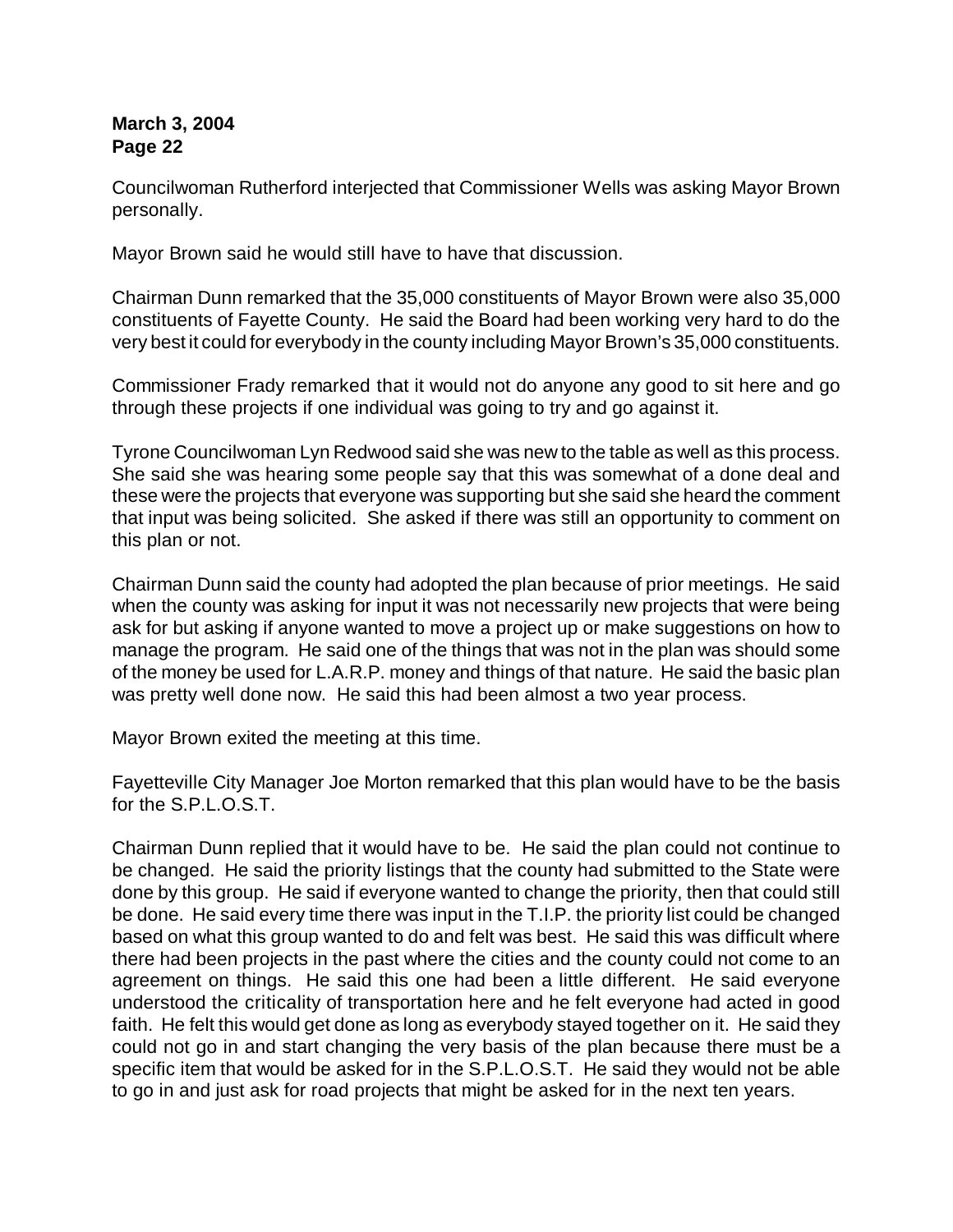Councilwoman Rutherford interjected that Commissioner Wells was asking Mayor Brown personally.

Mayor Brown said he would still have to have that discussion.

Chairman Dunn remarked that the 35,000 constituents of Mayor Brown were also 35,000 constituents of Fayette County. He said the Board had been working very hard to do the very best it could for everybody in the county including Mayor Brown's 35,000 constituents.

Commissioner Frady remarked that it would not do anyone any good to sit here and go through these projects if one individual was going to try and go against it.

Tyrone Councilwoman Lyn Redwood said she was new to the table as well as this process. She said she was hearing some people say that this was somewhat of a done deal and these were the projects that everyone was supporting but she said she heard the comment that input was being solicited. She asked if there was still an opportunity to comment on this plan or not.

Chairman Dunn said the county had adopted the plan because of prior meetings. He said when the county was asking for input it was not necessarily new projects that were being ask for but asking if anyone wanted to move a project up or make suggestions on how to manage the program. He said one of the things that was not in the plan was should some of the money be used for L.A.R.P. money and things of that nature. He said the basic plan was pretty well done now. He said this had been almost a two year process.

Mayor Brown exited the meeting at this time.

Fayetteville City Manager Joe Morton remarked that this plan would have to be the basis for the S.P.L.O.S.T.

Chairman Dunn replied that it would have to be. He said the plan could not continue to be changed. He said the priority listings that the county had submitted to the State were done by this group. He said if everyone wanted to change the priority, then that could still be done. He said every time there was input in the T.I.P. the priority list could be changed based on what this group wanted to do and felt was best. He said this was difficult where there had been projects in the past where the cities and the county could not come to an agreement on things. He said this one had been a little different. He said everyone understood the criticality of transportation here and he felt everyone had acted in good faith. He felt this would get done as long as everybody stayed together on it. He said they could not go in and start changing the very basis of the plan because there must be a specific item that would be asked for in the S.P.L.O.S.T. He said they would not be able to go in and just ask for road projects that might be asked for in the next ten years.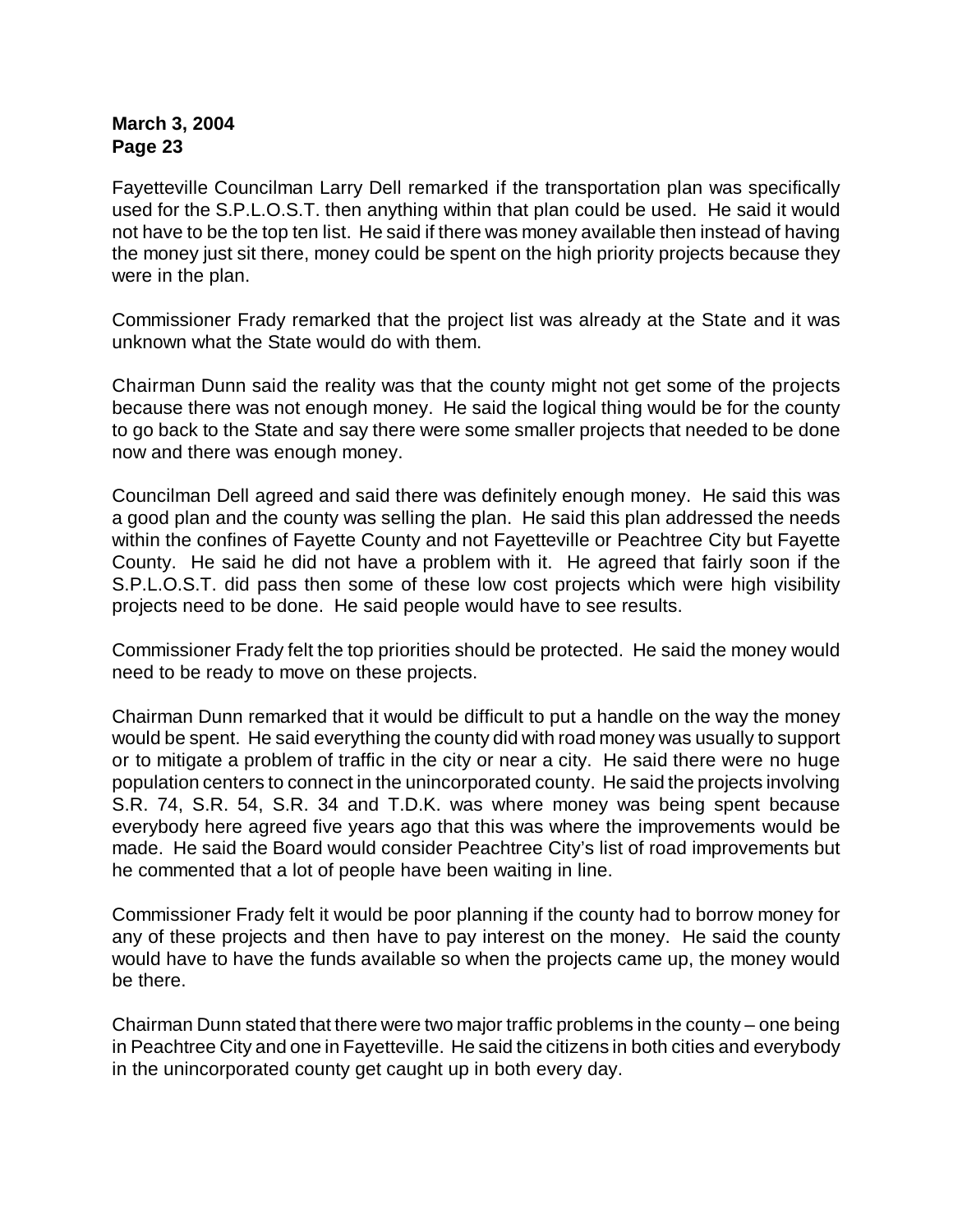Fayetteville Councilman Larry Dell remarked if the transportation plan was specifically used for the S.P.L.O.S.T. then anything within that plan could be used. He said it would not have to be the top ten list. He said if there was money available then instead of having the money just sit there, money could be spent on the high priority projects because they were in the plan.

Commissioner Frady remarked that the project list was already at the State and it was unknown what the State would do with them.

Chairman Dunn said the reality was that the county might not get some of the projects because there was not enough money. He said the logical thing would be for the county to go back to the State and say there were some smaller projects that needed to be done now and there was enough money.

Councilman Dell agreed and said there was definitely enough money. He said this was a good plan and the county was selling the plan. He said this plan addressed the needs within the confines of Fayette County and not Fayetteville or Peachtree City but Fayette County. He said he did not have a problem with it. He agreed that fairly soon if the S.P.L.O.S.T. did pass then some of these low cost projects which were high visibility projects need to be done. He said people would have to see results.

Commissioner Frady felt the top priorities should be protected. He said the money would need to be ready to move on these projects.

Chairman Dunn remarked that it would be difficult to put a handle on the way the money would be spent. He said everything the county did with road money was usually to support or to mitigate a problem of traffic in the city or near a city. He said there were no huge population centers to connect in the unincorporated county. He said the projects involving S.R. 74, S.R. 54, S.R. 34 and T.D.K. was where money was being spent because everybody here agreed five years ago that this was where the improvements would be made. He said the Board would consider Peachtree City's list of road improvements but he commented that a lot of people have been waiting in line.

Commissioner Frady felt it would be poor planning if the county had to borrow money for any of these projects and then have to pay interest on the money. He said the county would have to have the funds available so when the projects came up, the money would be there.

Chairman Dunn stated that there were two major traffic problems in the county – one being in Peachtree City and one in Fayetteville. He said the citizens in both cities and everybody in the unincorporated county get caught up in both every day.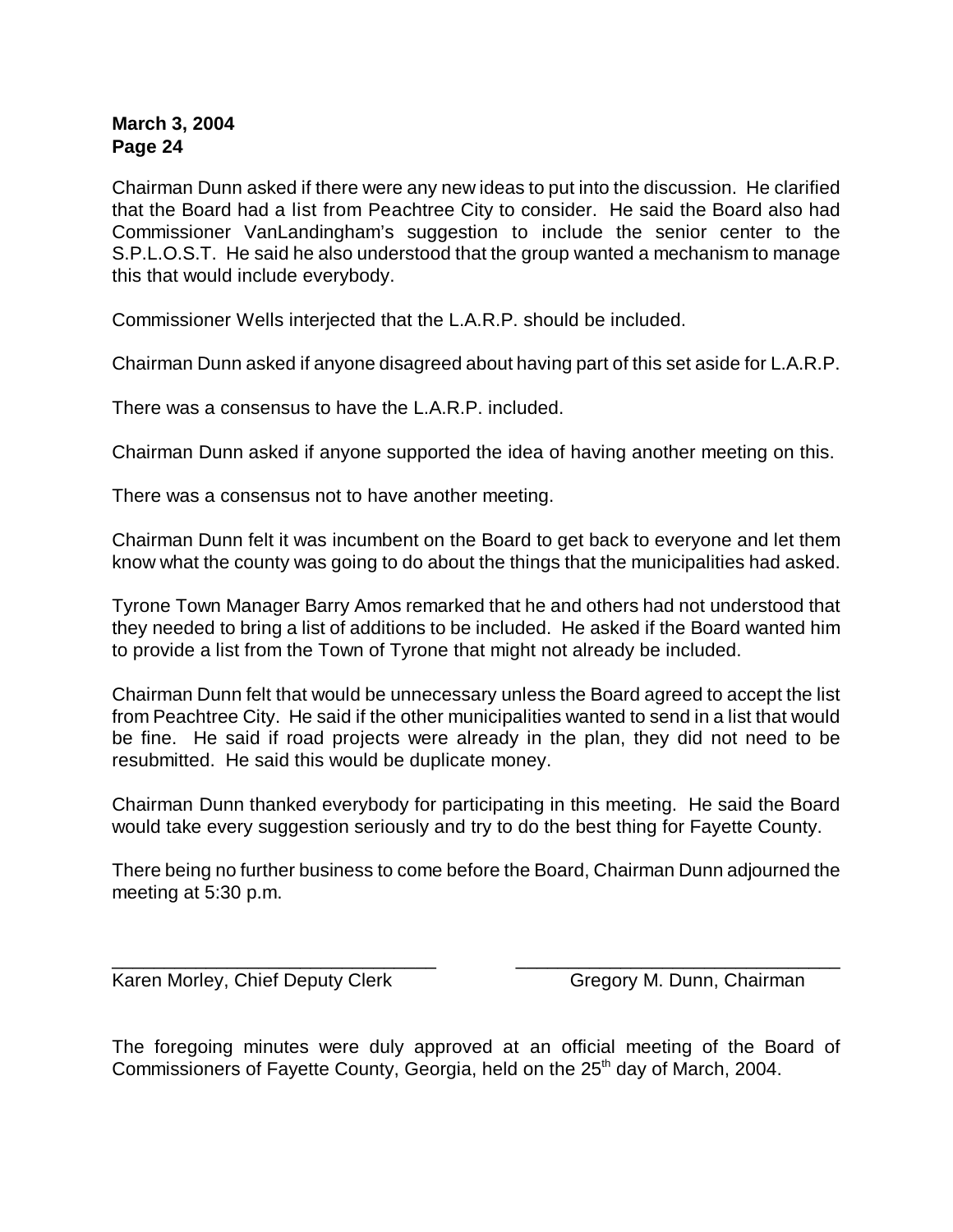Chairman Dunn asked if there were any new ideas to put into the discussion. He clarified that the Board had a list from Peachtree City to consider. He said the Board also had Commissioner VanLandingham's suggestion to include the senior center to the S.P.L.O.S.T. He said he also understood that the group wanted a mechanism to manage this that would include everybody.

Commissioner Wells interjected that the L.A.R.P. should be included.

Chairman Dunn asked if anyone disagreed about having part of this set aside for L.A.R.P.

There was a consensus to have the L.A.R.P. included.

Chairman Dunn asked if anyone supported the idea of having another meeting on this.

There was a consensus not to have another meeting.

Chairman Dunn felt it was incumbent on the Board to get back to everyone and let them know what the county was going to do about the things that the municipalities had asked.

Tyrone Town Manager Barry Amos remarked that he and others had not understood that they needed to bring a list of additions to be included. He asked if the Board wanted him to provide a list from the Town of Tyrone that might not already be included.

Chairman Dunn felt that would be unnecessary unless the Board agreed to accept the list from Peachtree City. He said if the other municipalities wanted to send in a list that would be fine. He said if road projects were already in the plan, they did not need to be resubmitted. He said this would be duplicate money.

Chairman Dunn thanked everybody for participating in this meeting. He said the Board would take every suggestion seriously and try to do the best thing for Fayette County.

There being no further business to come before the Board, Chairman Dunn adjourned the meeting at 5:30 p.m.

\_\_\_\_\_\_\_\_\_\_\_\_\_\_\_\_\_\_\_\_\_\_\_\_\_\_\_\_\_\_\_\_ \_\_\_\_\_\_\_\_\_\_\_\_\_\_\_\_\_\_\_\_\_\_\_\_\_\_\_\_\_\_\_\_

Karen Morley, Chief Deputy Clerk Gregory M. Dunn, Chairman

The foregoing minutes were duly approved at an official meeting of the Board of Commissioners of Fayette County, Georgia, held on the 25th day of March, 2004.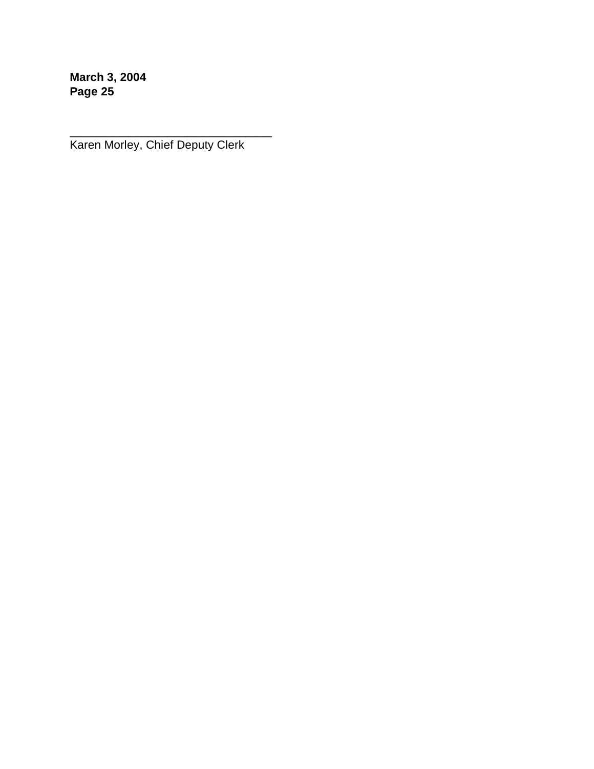\_\_\_\_\_\_\_\_\_\_\_\_\_\_\_\_\_\_\_\_\_\_\_\_\_\_\_\_\_\_\_\_\_

Karen Morley, Chief Deputy Clerk